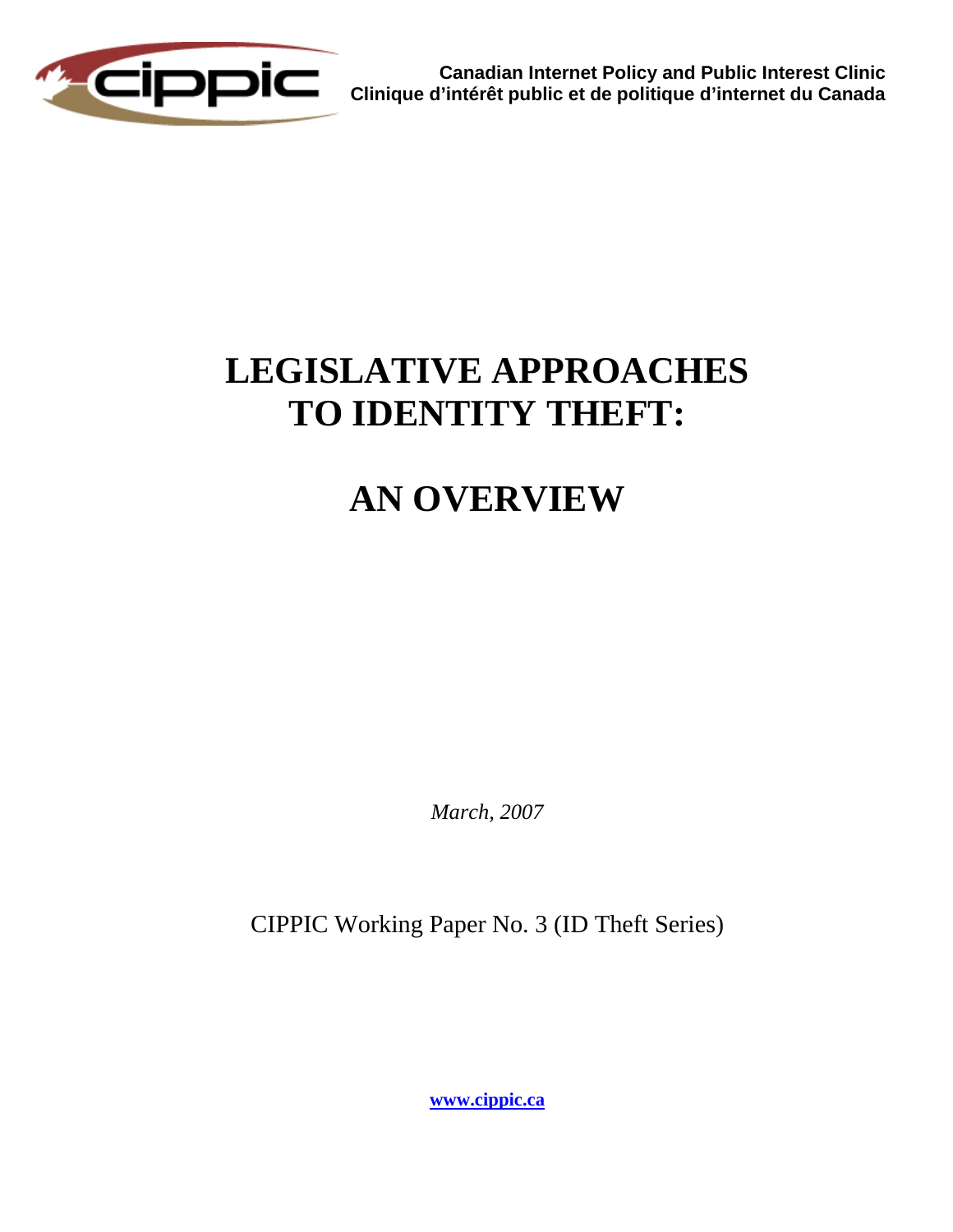Canadian Internet Policy and Public Interest Clinic
Clinique d'intérêt public et de politique d'internet du Canada

# LEGISLATIVE APPROACHES TO IDENTITY THEFT:

# AN OVERVIEW

*March, 2007*

CIPPIC Working Paper No. 3 (ID Theft Series)

**www.cippic.ca**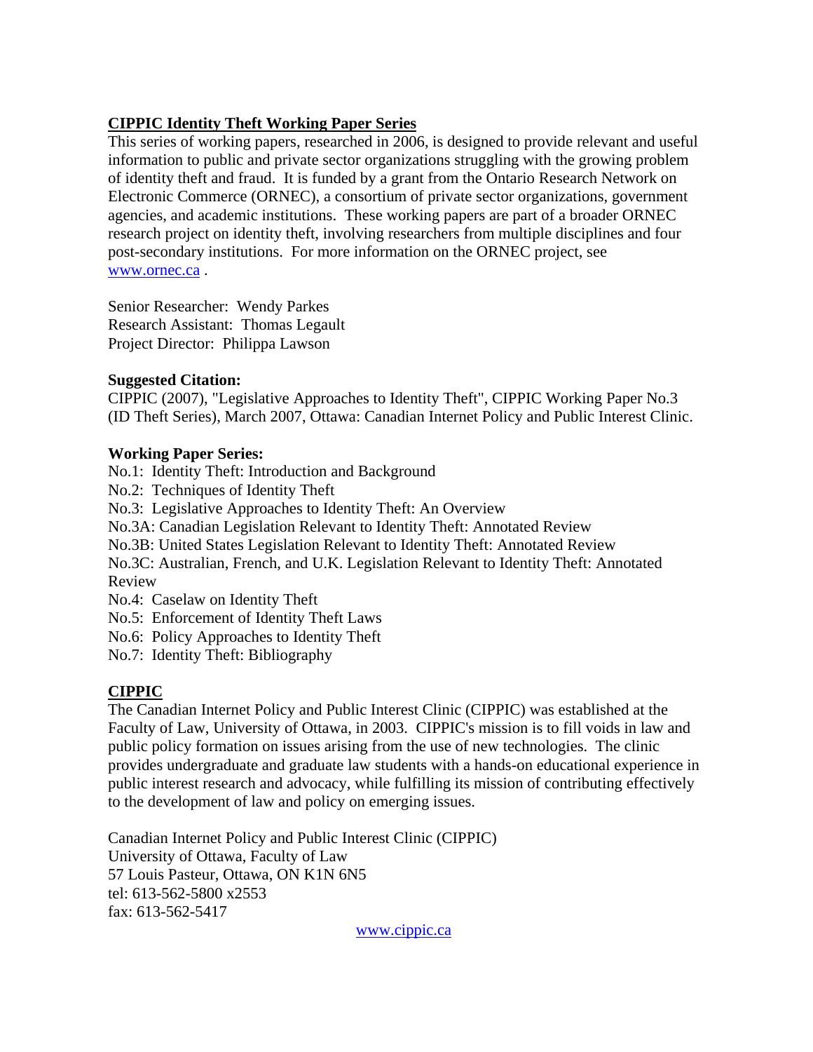## CIPPIC Identity Theft Working Paper Series

This series of working papers, researched in 2006, is designed to provide relevant and useful information to public and private sector organizations struggling with the growing problem of identity theft and fraud. It is funded by a grant from the Ontario Research Network on Electronic Commerce (ORNEC), a consortium of private sector organizations, government agencies, and academic institutions. These working papers are part of a broader ORNEC research project on identity theft, involving researchers from multiple disciplines and four post-secondary institutions. For more information on the ORNEC project, see www.ornec.ca .

Senior Researcher: Wendy Parkes
Research Assistant: Thomas Legault
Project Director: Philippa Lawson

**Suggested Citation:**
CIPPIC (2007), "Legislative Approaches to Identity Theft", CIPPIC Working Paper No.3 (ID Theft Series), March 2007, Ottawa: Canadian Internet Policy and Public Interest Clinic.

**Working Paper Series:**
No.1: Identity Theft: Introduction and Background
No.2: Techniques of Identity Theft
No.3: Legislative Approaches to Identity Theft: An Overview
No.3A: Canadian Legislation Relevant to Identity Theft: Annotated Review
No.3B: United States Legislation Relevant to Identity Theft: Annotated Review
No.3C: Australian, French, and U.K. Legislation Relevant to Identity Theft: Annotated Review
No.4: Caselaw on Identity Theft
No.5: Enforcement of Identity Theft Laws
No.6: Policy Approaches to Identity Theft
No.7: Identity Theft: Bibliography

## CIPPIC

The Canadian Internet Policy and Public Interest Clinic (CIPPIC) was established at the Faculty of Law, University of Ottawa, in 2003. CIPPIC's mission is to fill voids in law and public policy formation on issues arising from the use of new technologies. The clinic provides undergraduate and graduate law students with a hands-on educational experience in public interest research and advocacy, while fulfilling its mission of contributing effectively to the development of law and policy on emerging issues.

Canadian Internet Policy and Public Interest Clinic (CIPPIC)
University of Ottawa, Faculty of Law
57 Louis Pasteur, Ottawa, ON K1N 6N5
tel: 613-562-5800 x2553
fax: 613-562-5417

www.cippic.ca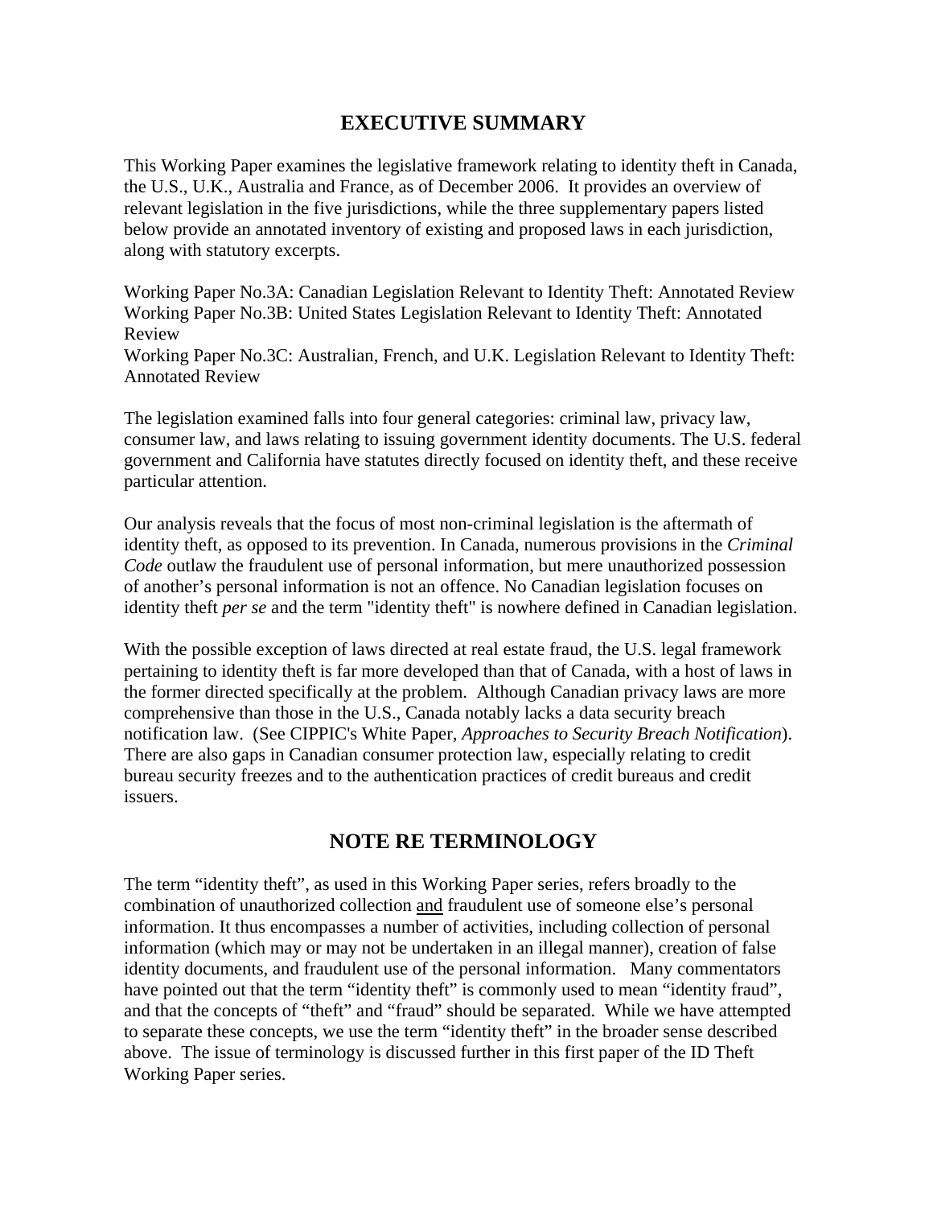# EXECUTIVE SUMMARY

This Working Paper examines the legislative framework relating to identity theft in Canada, the U.S., U.K., Australia and France, as of December 2006. It provides an overview of relevant legislation in the five jurisdictions, while the three supplementary papers listed below provide an annotated inventory of existing and proposed laws in each jurisdiction, along with statutory excerpts.

Working Paper No.3A: Canadian Legislation Relevant to Identity Theft: Annotated Review
Working Paper No.3B: United States Legislation Relevant to Identity Theft: Annotated Review
Working Paper No.3C: Australian, French, and U.K. Legislation Relevant to Identity Theft: Annotated Review

The legislation examined falls into four general categories: criminal law, privacy law, consumer law, and laws relating to issuing government identity documents. The U.S. federal government and California have statutes directly focused on identity theft, and these receive particular attention.

Our analysis reveals that the focus of most non-criminal legislation is the aftermath of identity theft, as opposed to its prevention. In Canada, numerous provisions in the *Criminal Code* outlaw the fraudulent use of personal information, but mere unauthorized possession of another's personal information is not an offence. No Canadian legislation focuses on identity theft *per se* and the term "identity theft" is nowhere defined in Canadian legislation.

With the possible exception of laws directed at real estate fraud, the U.S. legal framework pertaining to identity theft is far more developed than that of Canada, with a host of laws in the former directed specifically at the problem. Although Canadian privacy laws are more comprehensive than those in the U.S., Canada notably lacks a data security breach notification law. (See CIPPIC's White Paper, *Approaches to Security Breach Notification*). There are also gaps in Canadian consumer protection law, especially relating to credit bureau security freezes and to the authentication practices of credit bureaus and credit issuers.

# NOTE RE TERMINOLOGY

The term "identity theft", as used in this Working Paper series, refers broadly to the combination of unauthorized collection and fraudulent use of someone else's personal information. It thus encompasses a number of activities, including collection of personal information (which may or may not be undertaken in an illegal manner), creation of false identity documents, and fraudulent use of the personal information. Many commentators have pointed out that the term "identity theft" is commonly used to mean "identity fraud", and that the concepts of "theft" and "fraud" should be separated. While we have attempted to separate these concepts, we use the term "identity theft" in the broader sense described above. The issue of terminology is discussed further in this first paper of the ID Theft Working Paper series.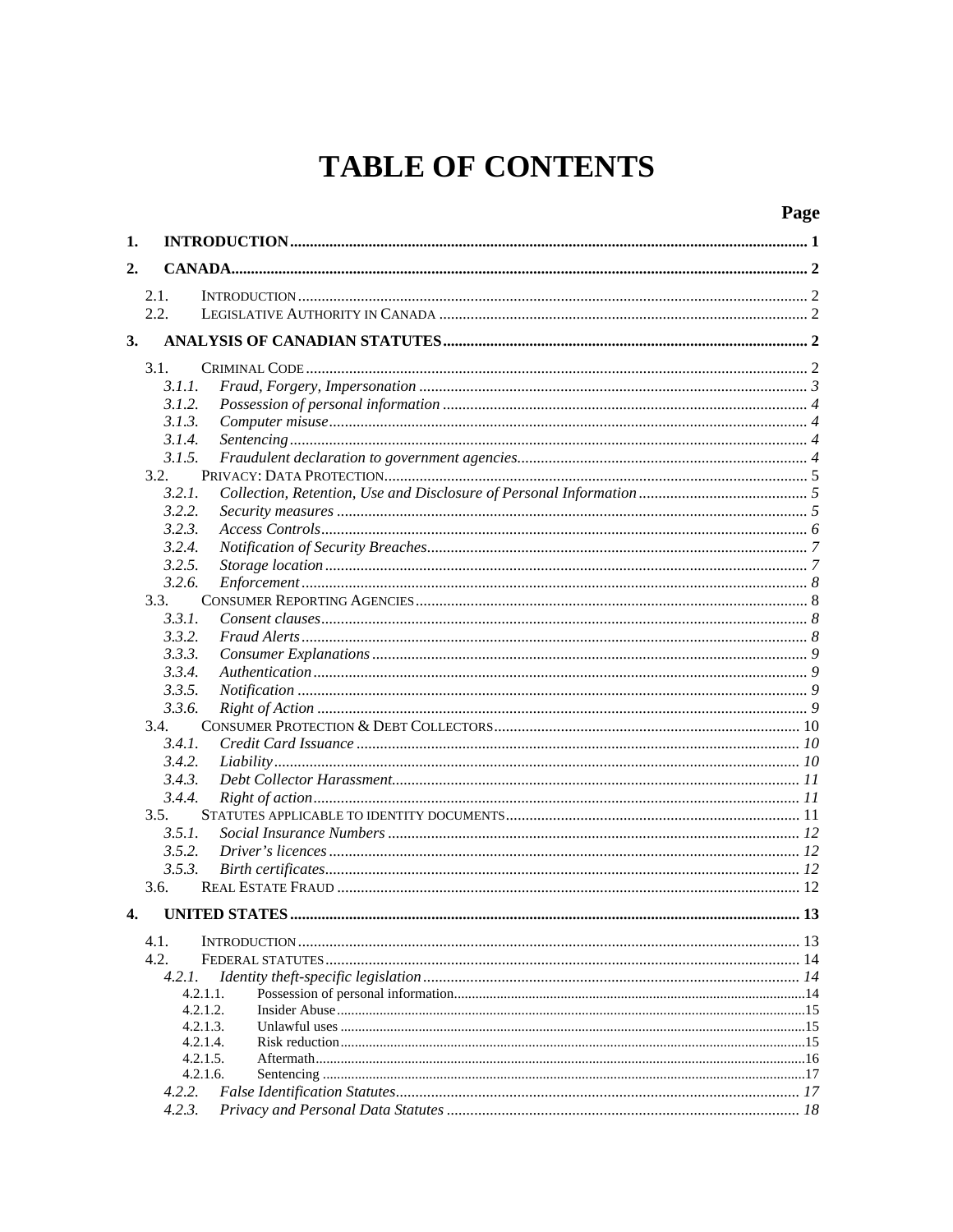# TABLE OF CONTENTS

**Page**

**1. INTRODUCTION** ..... 1

**2. CANADA** ..... 2

- 2.1. INTRODUCTION ..... 2
- 2.2. LEGISLATIVE AUTHORITY IN CANADA ..... 2

**3. ANALYSIS OF CANADIAN STATUTES** ..... 2

- 3.1. CRIMINAL CODE ..... 2
  - *3.1.1. Fraud, Forgery, Impersonation* ..... 3
  - *3.1.2. Possession of personal information* ..... 4
  - *3.1.3. Computer misuse* ..... 4
  - *3.1.4. Sentencing* ..... 4
  - *3.1.5. Fraudulent declaration to government agencies* ..... 4
- 3.2. PRIVACY: DATA PROTECTION ..... 5
  - *3.2.1. Collection, Retention, Use and Disclosure of Personal Information* ..... 5
  - *3.2.2. Security measures* ..... 5
  - *3.2.3. Access Controls* ..... 6
  - *3.2.4. Notification of Security Breaches* ..... 7
  - *3.2.5. Storage location* ..... 7
  - *3.2.6. Enforcement* ..... 8
- 3.3. CONSUMER REPORTING AGENCIES ..... 8
  - *3.3.1. Consent clauses* ..... 8
  - *3.3.2. Fraud Alerts* ..... 8
  - *3.3.3. Consumer Explanations* ..... 9
  - *3.3.4. Authentication* ..... 9
  - *3.3.5. Notification* ..... 9
  - *3.3.6. Right of Action* ..... 9
- 3.4. CONSUMER PROTECTION & DEBT COLLECTORS ..... 10
  - *3.4.1. Credit Card Issuance* ..... 10
  - *3.4.2. Liability* ..... 10
  - *3.4.3. Debt Collector Harassment* ..... 11
  - *3.4.4. Right of action* ..... 11
- 3.5. STATUTES APPLICABLE TO IDENTITY DOCUMENTS ..... 11
  - *3.5.1. Social Insurance Numbers* ..... 12
  - *3.5.2. Driver's licences* ..... 12
  - *3.5.3. Birth certificates* ..... 12
- 3.6. REAL ESTATE FRAUD ..... 12

**4. UNITED STATES** ..... 13

- 4.1. INTRODUCTION ..... 13
- 4.2. FEDERAL STATUTES ..... 14
  - *4.2.1. Identity theft-specific legislation* ..... 14
    - 4.2.1.1. Possession of personal information ..... 14
    - 4.2.1.2. Insider Abuse ..... 15
    - 4.2.1.3. Unlawful uses ..... 15
    - 4.2.1.4. Risk reduction ..... 15
    - 4.2.1.5. Aftermath ..... 16
    - 4.2.1.6. Sentencing ..... 17
  - *4.2.2. False Identification Statutes* ..... 17
  - *4.2.3. Privacy and Personal Data Statutes* ..... 18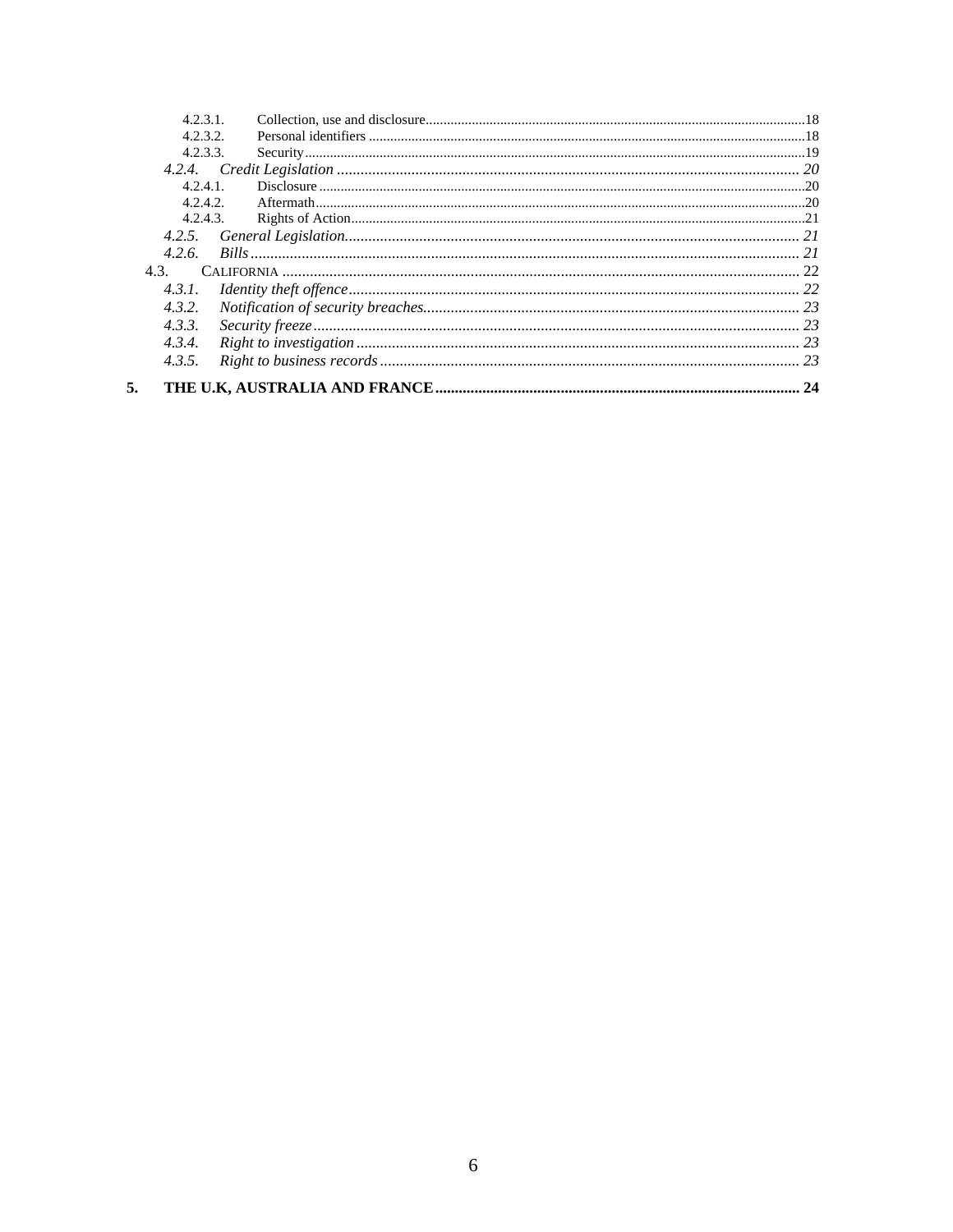- 4.2.3.1. Collection, use and disclosure....18
- 4.2.3.2. Personal identifiers....18
- 4.2.3.3. Security....19
- *4.2.4. Credit Legislation....20*
  - 4.2.4.1. Disclosure....20
  - 4.2.4.2. Aftermath....20
  - 4.2.4.3. Rights of Action....21
- *4.2.5. General Legislation....21*
- *4.2.6. Bills....21*

4.3. CALIFORNIA....22
- *4.3.1. Identity theft offence....22*
- *4.3.2. Notification of security breaches....23*
- *4.3.3. Security freeze....23*
- *4.3.4. Right to investigation....23*
- *4.3.5. Right to business records....23*

**5. THE U.K, AUSTRALIA AND FRANCE....24**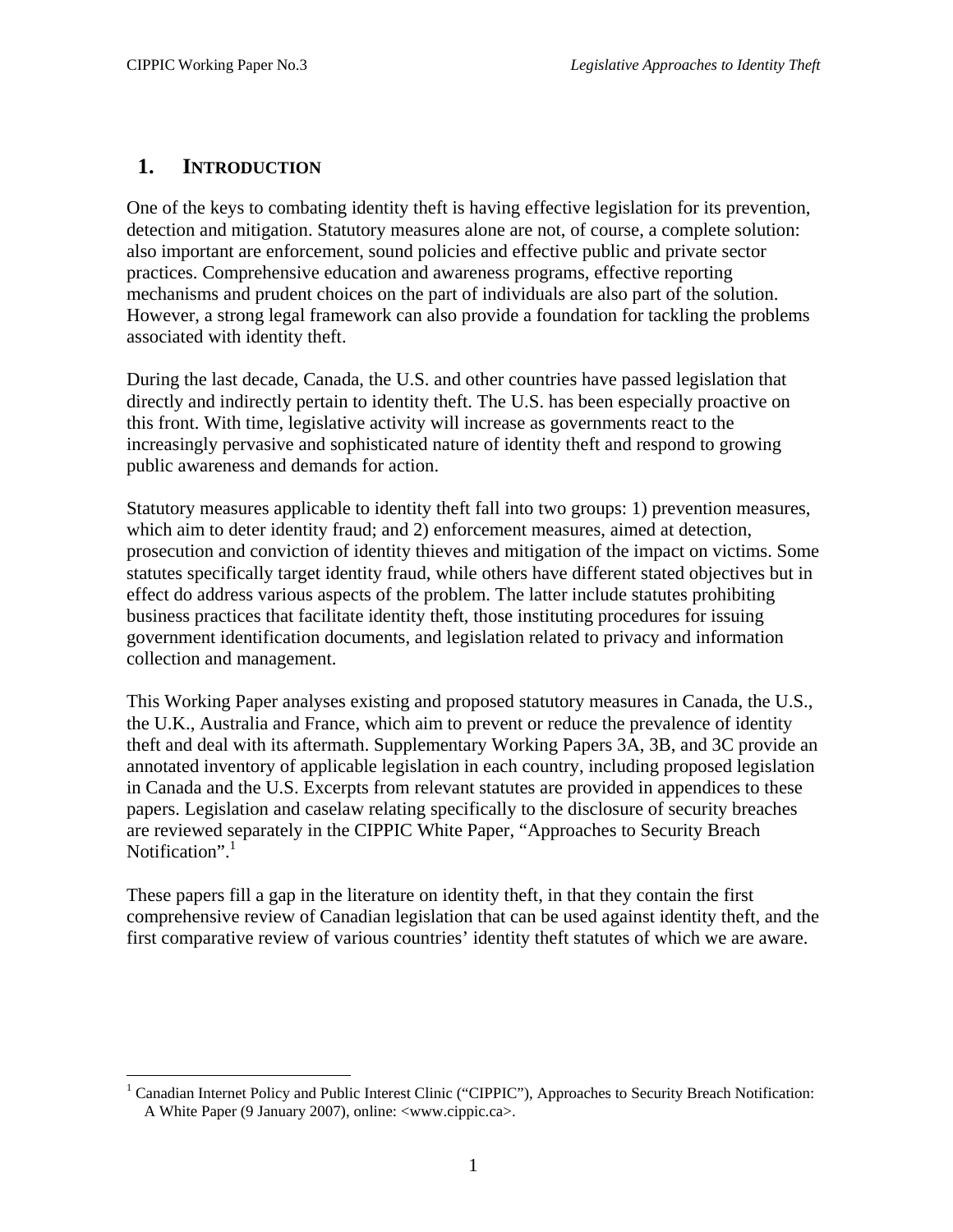# 1. INTRODUCTION

One of the keys to combating identity theft is having effective legislation for its prevention, detection and mitigation. Statutory measures alone are not, of course, a complete solution: also important are enforcement, sound policies and effective public and private sector practices. Comprehensive education and awareness programs, effective reporting mechanisms and prudent choices on the part of individuals are also part of the solution. However, a strong legal framework can also provide a foundation for tackling the problems associated with identity theft.

During the last decade, Canada, the U.S. and other countries have passed legislation that directly and indirectly pertain to identity theft. The U.S. has been especially proactive on this front. With time, legislative activity will increase as governments react to the increasingly pervasive and sophisticated nature of identity theft and respond to growing public awareness and demands for action.

Statutory measures applicable to identity theft fall into two groups: 1) prevention measures, which aim to deter identity fraud; and 2) enforcement measures, aimed at detection, prosecution and conviction of identity thieves and mitigation of the impact on victims. Some statutes specifically target identity fraud, while others have different stated objectives but in effect do address various aspects of the problem. The latter include statutes prohibiting business practices that facilitate identity theft, those instituting procedures for issuing government identification documents, and legislation related to privacy and information collection and management.

This Working Paper analyses existing and proposed statutory measures in Canada, the U.S., the U.K., Australia and France, which aim to prevent or reduce the prevalence of identity theft and deal with its aftermath. Supplementary Working Papers 3A, 3B, and 3C provide an annotated inventory of applicable legislation in each country, including proposed legislation in Canada and the U.S. Excerpts from relevant statutes are provided in appendices to these papers. Legislation and caselaw relating specifically to the disclosure of security breaches are reviewed separately in the CIPPIC White Paper, "Approaches to Security Breach Notification".[1]

These papers fill a gap in the literature on identity theft, in that they contain the first comprehensive review of Canadian legislation that can be used against identity theft, and the first comparative review of various countries' identity theft statutes of which we are aware.

[1] Canadian Internet Policy and Public Interest Clinic ("CIPPIC"), Approaches to Security Breach Notification: A White Paper (9 January 2007), online: <www.cippic.ca>.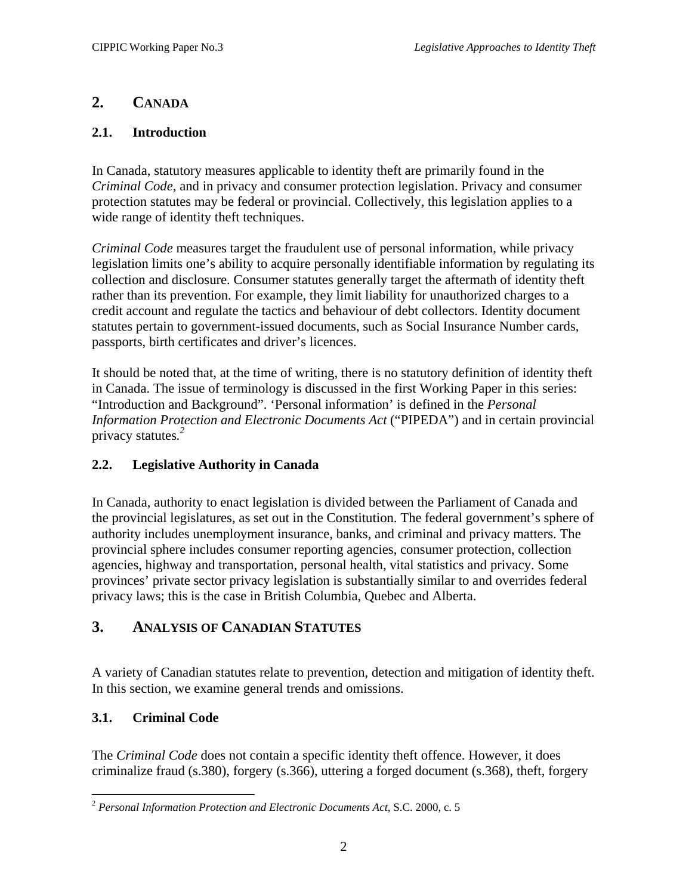## 2. CANADA

### 2.1. Introduction

In Canada, statutory measures applicable to identity theft are primarily found in the *Criminal Code*, and in privacy and consumer protection legislation. Privacy and consumer protection statutes may be federal or provincial. Collectively, this legislation applies to a wide range of identity theft techniques.

*Criminal Code* measures target the fraudulent use of personal information, while privacy legislation limits one's ability to acquire personally identifiable information by regulating its collection and disclosure. Consumer statutes generally target the aftermath of identity theft rather than its prevention. For example, they limit liability for unauthorized charges to a credit account and regulate the tactics and behaviour of debt collectors. Identity document statutes pertain to government-issued documents, such as Social Insurance Number cards, passports, birth certificates and driver's licences.

It should be noted that, at the time of writing, there is no statutory definition of identity theft in Canada. The issue of terminology is discussed in the first Working Paper in this series: "Introduction and Background". 'Personal information' is defined in the *Personal Information Protection and Electronic Documents Act* ("PIPEDA") and in certain provincial privacy statutes.[2]

### 2.2. Legislative Authority in Canada

In Canada, authority to enact legislation is divided between the Parliament of Canada and the provincial legislatures, as set out in the Constitution. The federal government's sphere of authority includes unemployment insurance, banks, and criminal and privacy matters. The provincial sphere includes consumer reporting agencies, consumer protection, collection agencies, highway and transportation, personal health, vital statistics and privacy. Some provinces' private sector privacy legislation is substantially similar to and overrides federal privacy laws; this is the case in British Columbia, Quebec and Alberta.

## 3. ANALYSIS OF CANADIAN STATUTES

A variety of Canadian statutes relate to prevention, detection and mitigation of identity theft. In this section, we examine general trends and omissions.

### 3.1. Criminal Code

The *Criminal Code* does not contain a specific identity theft offence. However, it does criminalize fraud (s.380), forgery (s.366), uttering a forged document (s.368), theft, forgery

[2] *Personal Information Protection and Electronic Documents Act*, S.C. 2000, c. 5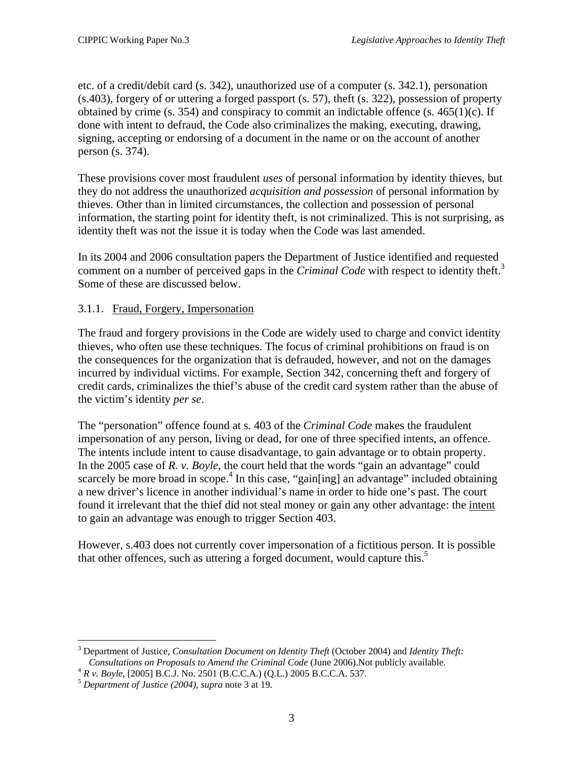etc. of a credit/debit card (s. 342), unauthorized use of a computer (s. 342.1), personation (s.403), forgery of or uttering a forged passport (s. 57), theft (s. 322), possession of property obtained by crime (s. 354) and conspiracy to commit an indictable offence (s. 465(1)(c). If done with intent to defraud, the Code also criminalizes the making, executing, drawing, signing, accepting or endorsing of a document in the name or on the account of another person (s. 374).

These provisions cover most fraudulent *uses* of personal information by identity thieves, but they do not address the unauthorized *acquisition and possession* of personal information by thieves. Other than in limited circumstances, the collection and possession of personal information, the starting point for identity theft, is not criminalized. This is not surprising, as identity theft was not the issue it is today when the Code was last amended.

In its 2004 and 2006 consultation papers the Department of Justice identified and requested comment on a number of perceived gaps in the *Criminal Code* with respect to identity theft.[3] Some of these are discussed below.

### 3.1.1. Fraud, Forgery, Impersonation

The fraud and forgery provisions in the Code are widely used to charge and convict identity thieves, who often use these techniques. The focus of criminal prohibitions on fraud is on the consequences for the organization that is defrauded, however, and not on the damages incurred by individual victims. For example, Section 342, concerning theft and forgery of credit cards, criminalizes the thief's abuse of the credit card system rather than the abuse of the victim's identity *per se*.

The "personation" offence found at s. 403 of the *Criminal Code* makes the fraudulent impersonation of any person, living or dead, for one of three specified intents, an offence. The intents include intent to cause disadvantage, to gain advantage or to obtain property. In the 2005 case of *R. v. Boyle*, the court held that the words "gain an advantage" could scarcely be more broad in scope.[4] In this case, "gain[ing] an advantage" included obtaining a new driver's licence in another individual's name in order to hide one's past. The court found it irrelevant that the thief did not steal money or gain any other advantage: the intent to gain an advantage was enough to trigger Section 403.

However, s.403 does not currently cover impersonation of a fictitious person. It is possible that other offences, such as uttering a forged document, would capture this.[5]

---

[3] Department of Justice, *Consultation Document on Identity Theft* (October 2004) and *Identity Theft: Consultations on Proposals to Amend the Criminal Code* (June 2006).Not publicly available.

[4] *R v. Boyle*, [2005] B.C.J. No. 2501 (B.C.C.A.) (Q.L.) 2005 B.C.C.A. 537.

[5] *Department of Justice (2004)*, *supra* note 3 at 19.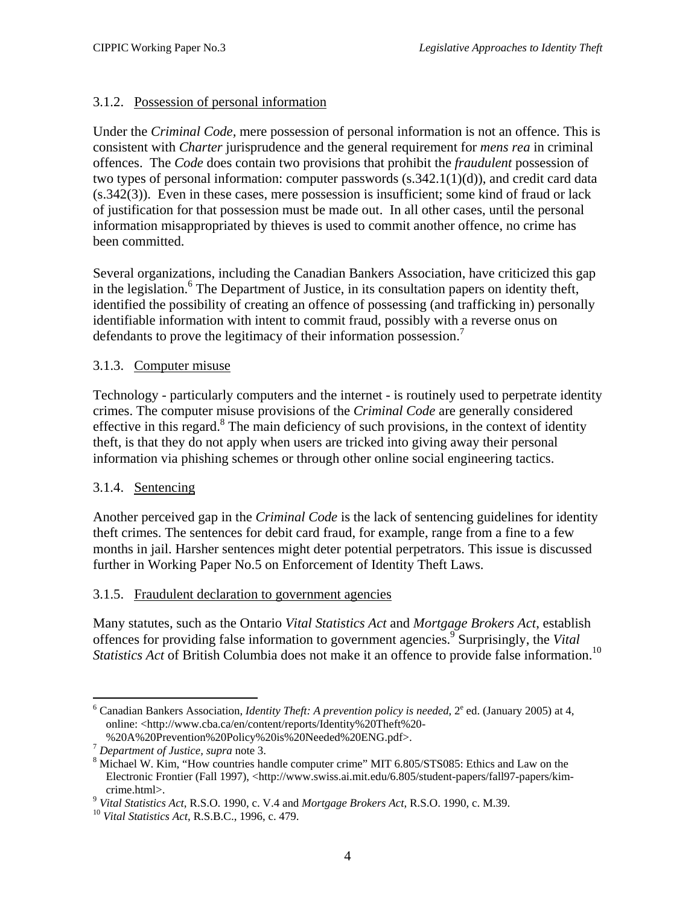### 3.1.2. Possession of personal information

Under the *Criminal Code*, mere possession of personal information is not an offence. This is consistent with *Charter* jurisprudence and the general requirement for *mens rea* in criminal offences. The *Code* does contain two provisions that prohibit the *fraudulent* possession of two types of personal information: computer passwords (s.342.1(1)(d)), and credit card data (s.342(3)). Even in these cases, mere possession is insufficient; some kind of fraud or lack of justification for that possession must be made out. In all other cases, until the personal information misappropriated by thieves is used to commit another offence, no crime has been committed.

Several organizations, including the Canadian Bankers Association, have criticized this gap in the legislation.[6] The Department of Justice, in its consultation papers on identity theft, identified the possibility of creating an offence of possessing (and trafficking in) personally identifiable information with intent to commit fraud, possibly with a reverse onus on defendants to prove the legitimacy of their information possession.[7]

### 3.1.3. Computer misuse

Technology - particularly computers and the internet - is routinely used to perpetrate identity crimes. The computer misuse provisions of the *Criminal Code* are generally considered effective in this regard.[8] The main deficiency of such provisions, in the context of identity theft, is that they do not apply when users are tricked into giving away their personal information via phishing schemes or through other online social engineering tactics.

### 3.1.4. Sentencing

Another perceived gap in the *Criminal Code* is the lack of sentencing guidelines for identity theft crimes. The sentences for debit card fraud, for example, range from a fine to a few months in jail. Harsher sentences might deter potential perpetrators. This issue is discussed further in Working Paper No.5 on Enforcement of Identity Theft Laws.

### 3.1.5. Fraudulent declaration to government agencies

Many statutes, such as the Ontario *Vital Statistics Act* and *Mortgage Brokers Act*, establish offences for providing false information to government agencies.[9] Surprisingly, the *Vital Statistics Act* of British Columbia does not make it an offence to provide false information.[10]

---

[6] Canadian Bankers Association, *Identity Theft: A prevention policy is needed*, 2e ed. (January 2005) at 4, online: <http://www.cba.ca/en/content/reports/Identity%20Theft%20-%20A%20Prevention%20Policy%20is%20Needed%20ENG.pdf>.

[7] *Department of Justice, supra* note 3.

[8] Michael W. Kim, "How countries handle computer crime" MIT 6.805/STS085: Ethics and Law on the Electronic Frontier (Fall 1997), <http://www.swiss.ai.mit.edu/6.805/student-papers/fall97-papers/kim-crime.html>.

[9] *Vital Statistics Act*, R.S.O. 1990, c. V.4 and *Mortgage Brokers Act*, R.S.O. 1990, c. M.39.

[10] *Vital Statistics Act*, R.S.B.C., 1996, c. 479.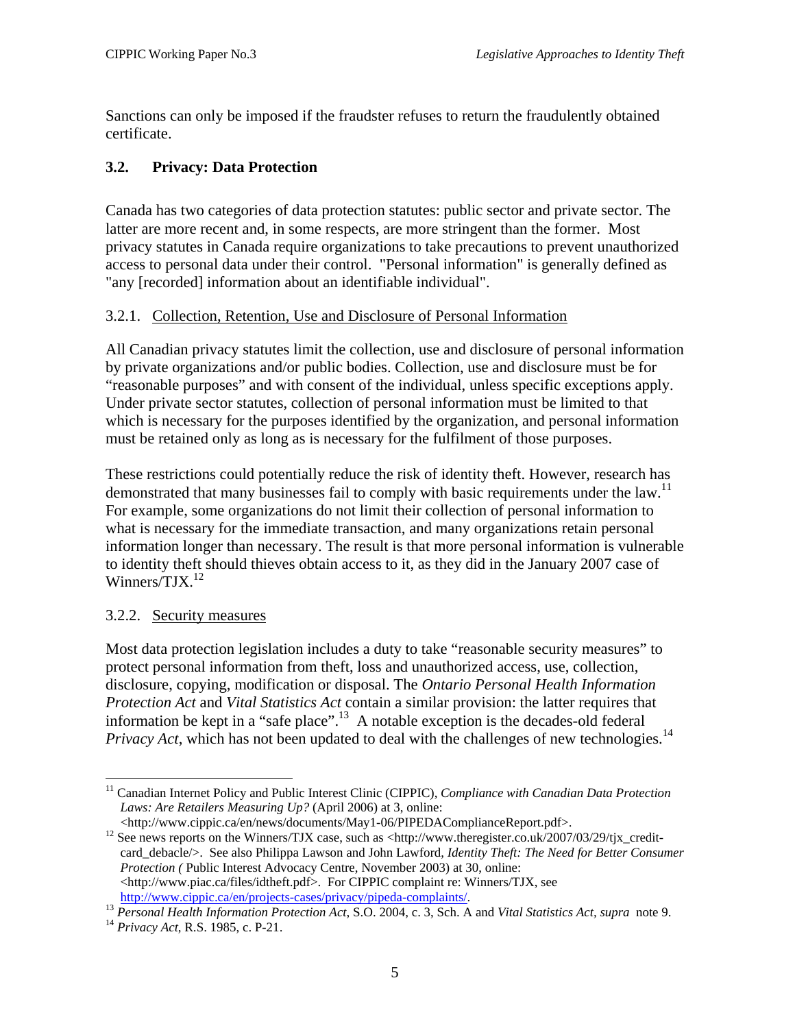Sanctions can only be imposed if the fraudster refuses to return the fraudulently obtained certificate.

### 3.2. Privacy: Data Protection

Canada has two categories of data protection statutes: public sector and private sector. The latter are more recent and, in some respects, are more stringent than the former. Most privacy statutes in Canada require organizations to take precautions to prevent unauthorized access to personal data under their control. "Personal information" is generally defined as "any [recorded] information about an identifiable individual".

#### 3.2.1. Collection, Retention, Use and Disclosure of Personal Information

All Canadian privacy statutes limit the collection, use and disclosure of personal information by private organizations and/or public bodies. Collection, use and disclosure must be for "reasonable purposes" and with consent of the individual, unless specific exceptions apply. Under private sector statutes, collection of personal information must be limited to that which is necessary for the purposes identified by the organization, and personal information must be retained only as long as is necessary for the fulfilment of those purposes.

These restrictions could potentially reduce the risk of identity theft. However, research has demonstrated that many businesses fail to comply with basic requirements under the law.[11] For example, some organizations do not limit their collection of personal information to what is necessary for the immediate transaction, and many organizations retain personal information longer than necessary. The result is that more personal information is vulnerable to identity theft should thieves obtain access to it, as they did in the January 2007 case of Winners/TJX.[12]

#### 3.2.2. Security measures

Most data protection legislation includes a duty to take "reasonable security measures" to protect personal information from theft, loss and unauthorized access, use, collection, disclosure, copying, modification or disposal. The *Ontario Personal Health Information Protection Act* and *Vital Statistics Act* contain a similar provision: the latter requires that information be kept in a "safe place".[13] A notable exception is the decades-old federal *Privacy Act*, which has not been updated to deal with the challenges of new technologies.[14]

---

[11] Canadian Internet Policy and Public Interest Clinic (CIPPIC), *Compliance with Canadian Data Protection Laws: Are Retailers Measuring Up?* (April 2006) at 3, online: <http://www.cippic.ca/en/news/documents/May1-06/PIPEDAComplianceReport.pdf>.

[12] See news reports on the Winners/TJX case, such as <http://www.theregister.co.uk/2007/03/29/tjx_credit-card_debacle/>. See also Philippa Lawson and John Lawford, *Identity Theft: The Need for Better Consumer Protection (* Public Interest Advocacy Centre, November 2003) at 30, online: <http://www.piac.ca/files/idtheft.pdf>. For CIPPIC complaint re: Winners/TJX, see http://www.cippic.ca/en/projects-cases/privacy/pipeda-complaints/.

[13] *Personal Health Information Protection Act*, S.O. 2004, c. 3, Sch. A and *Vital Statistics Act*, *supra* note 9.

[14] *Privacy Act*, R.S. 1985, c. P-21.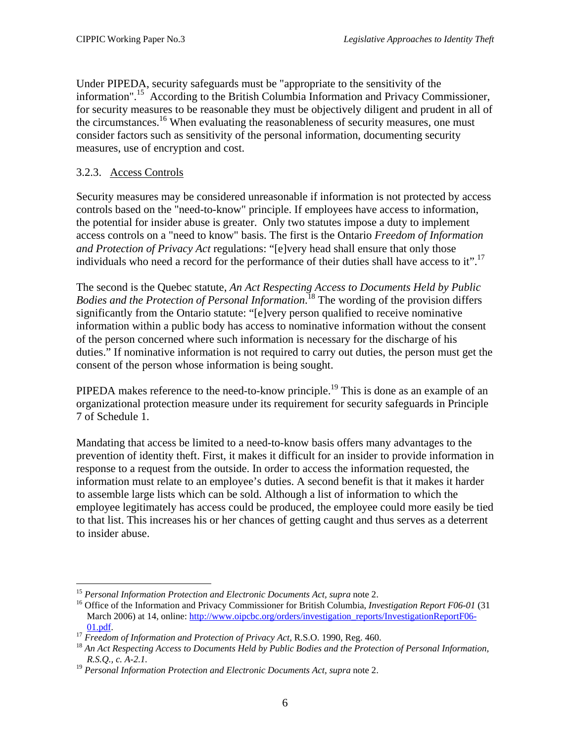Under PIPEDA, security safeguards must be "appropriate to the sensitivity of the information".[15] According to the British Columbia Information and Privacy Commissioner, for security measures to be reasonable they must be objectively diligent and prudent in all of the circumstances.[16] When evaluating the reasonableness of security measures, one must consider factors such as sensitivity of the personal information, documenting security measures, use of encryption and cost.

### 3.2.3. Access Controls

Security measures may be considered unreasonable if information is not protected by access controls based on the "need-to-know" principle. If employees have access to information, the potential for insider abuse is greater. Only two statutes impose a duty to implement access controls on a "need to know" basis. The first is the Ontario *Freedom of Information and Protection of Privacy Act* regulations: "[e]very head shall ensure that only those individuals who need a record for the performance of their duties shall have access to it".[17]

The second is the Quebec statute, *An Act Respecting Access to Documents Held by Public Bodies and the Protection of Personal Information*.[18] The wording of the provision differs significantly from the Ontario statute: "[e]very person qualified to receive nominative information within a public body has access to nominative information without the consent of the person concerned where such information is necessary for the discharge of his duties." If nominative information is not required to carry out duties, the person must get the consent of the person whose information is being sought.

PIPEDA makes reference to the need-to-know principle.[19] This is done as an example of an organizational protection measure under its requirement for security safeguards in Principle 7 of Schedule 1.

Mandating that access be limited to a need-to-know basis offers many advantages to the prevention of identity theft. First, it makes it difficult for an insider to provide information in response to a request from the outside. In order to access the information requested, the information must relate to an employee's duties. A second benefit is that it makes it harder to assemble large lists which can be sold. Although a list of information to which the employee legitimately has access could be produced, the employee could more easily be tied to that list. This increases his or her chances of getting caught and thus serves as a deterrent to insider abuse.

---

[15] *Personal Information Protection and Electronic Documents Act, supra* note 2.

[16] Office of the Information and Privacy Commissioner for British Columbia, *Investigation Report F06-01* (31 March 2006) at 14, online: http://www.oipcbc.org/orders/investigation_reports/InvestigationReportF06-01.pdf.

[17] *Freedom of Information and Protection of Privacy Act,* R.S.O. 1990, Reg. 460.

[18] *An Act Respecting Access to Documents Held by Public Bodies and the Protection of Personal Information, R.S.Q., c. A-2.1.*

[19] *Personal Information Protection and Electronic Documents Act, supra* note 2.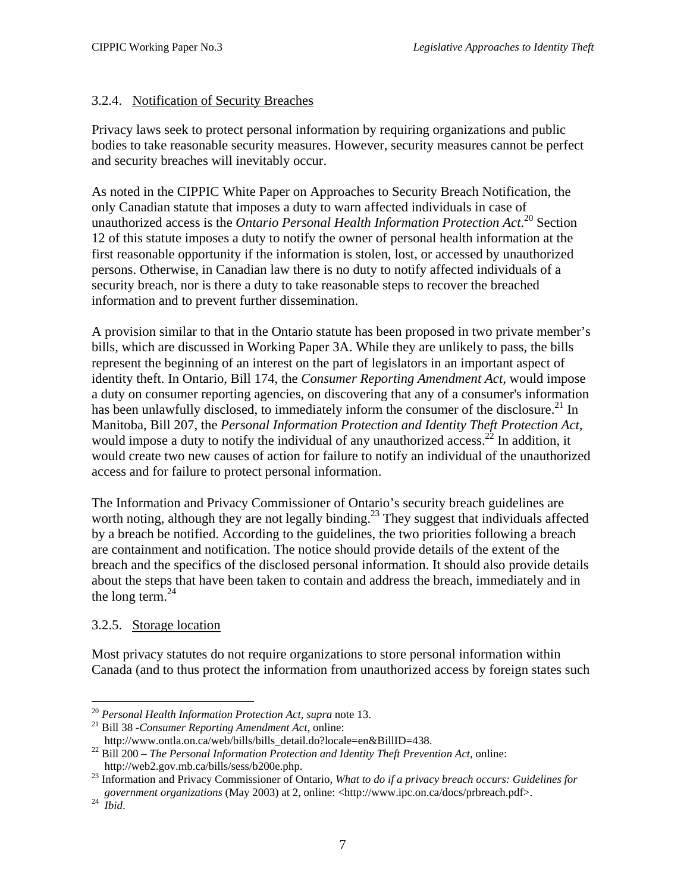### 3.2.4. Notification of Security Breaches

Privacy laws seek to protect personal information by requiring organizations and public bodies to take reasonable security measures. However, security measures cannot be perfect and security breaches will inevitably occur.

As noted in the CIPPIC White Paper on Approaches to Security Breach Notification, the only Canadian statute that imposes a duty to warn affected individuals in case of unauthorized access is the *Ontario Personal Health Information Protection Act*.[20] Section 12 of this statute imposes a duty to notify the owner of personal health information at the first reasonable opportunity if the information is stolen, lost, or accessed by unauthorized persons. Otherwise, in Canadian law there is no duty to notify affected individuals of a security breach, nor is there a duty to take reasonable steps to recover the breached information and to prevent further dissemination.

A provision similar to that in the Ontario statute has been proposed in two private member's bills, which are discussed in Working Paper 3A. While they are unlikely to pass, the bills represent the beginning of an interest on the part of legislators in an important aspect of identity theft. In Ontario, Bill 174, the *Consumer Reporting Amendment Act*, would impose a duty on consumer reporting agencies, on discovering that any of a consumer's information has been unlawfully disclosed, to immediately inform the consumer of the disclosure.[21] In Manitoba, Bill 207, the *Personal Information Protection and Identity Theft Protection Act*, would impose a duty to notify the individual of any unauthorized access.[22] In addition, it would create two new causes of action for failure to notify an individual of the unauthorized access and for failure to protect personal information.

The Information and Privacy Commissioner of Ontario's security breach guidelines are worth noting, although they are not legally binding.[23] They suggest that individuals affected by a breach be notified. According to the guidelines, the two priorities following a breach are containment and notification. The notice should provide details of the extent of the breach and the specifics of the disclosed personal information. It should also provide details about the steps that have been taken to contain and address the breach, immediately and in the long term.[24]

### 3.2.5. Storage location

Most privacy statutes do not require organizations to store personal information within Canada (and to thus protect the information from unauthorized access by foreign states such

---

[20] *Personal Health Information Protection Act, supra* note 13.

[21] Bill 38 -*Consumer Reporting Amendment Act*, online: http://www.ontla.on.ca/web/bills/bills_detail.do?locale=en&BillID=438.

[22] Bill 200 – *The Personal Information Protection and Identity Theft Prevention Act*, online: http://web2.gov.mb.ca/bills/sess/b200e.php.

[23] Information and Privacy Commissioner of Ontario, *What to do if a privacy breach occurs: Guidelines for government organizations* (May 2003) at 2, online: <http://www.ipc.on.ca/docs/prbreach.pdf>.

[24] *Ibid*.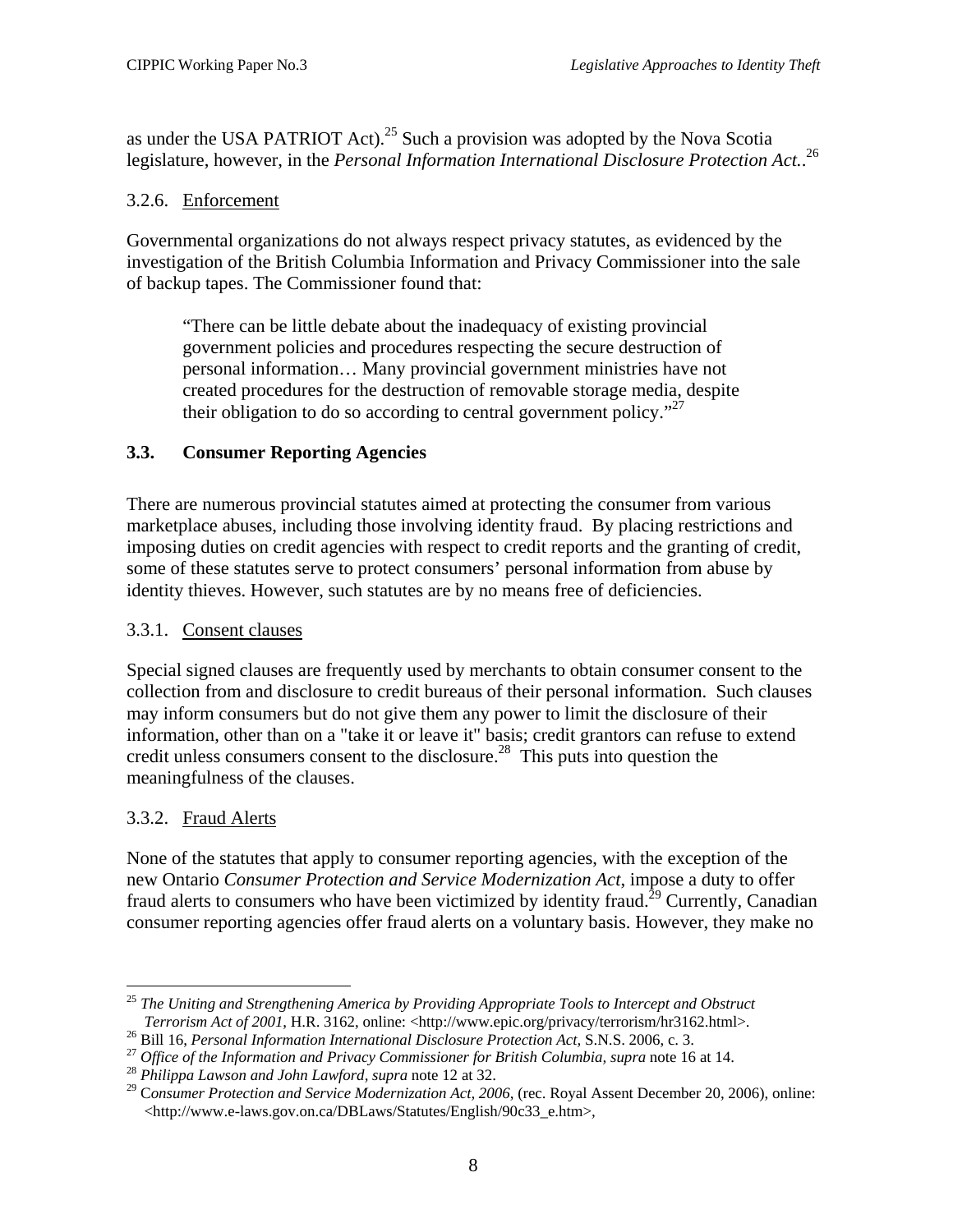as under the USA PATRIOT Act).[25] Such a provision was adopted by the Nova Scotia legislature, however, in the *Personal Information International Disclosure Protection Act.*.[26]

### 3.2.6. Enforcement

Governmental organizations do not always respect privacy statutes, as evidenced by the investigation of the British Columbia Information and Privacy Commissioner into the sale of backup tapes. The Commissioner found that:

> "There can be little debate about the inadequacy of existing provincial government policies and procedures respecting the secure destruction of personal information… Many provincial government ministries have not created procedures for the destruction of removable storage media, despite their obligation to do so according to central government policy."[27]

## 3.3. Consumer Reporting Agencies

There are numerous provincial statutes aimed at protecting the consumer from various marketplace abuses, including those involving identity fraud. By placing restrictions and imposing duties on credit agencies with respect to credit reports and the granting of credit, some of these statutes serve to protect consumers' personal information from abuse by identity thieves. However, such statutes are by no means free of deficiencies.

### 3.3.1. Consent clauses

Special signed clauses are frequently used by merchants to obtain consumer consent to the collection from and disclosure to credit bureaus of their personal information. Such clauses may inform consumers but do not give them any power to limit the disclosure of their information, other than on a "take it or leave it" basis; credit grantors can refuse to extend credit unless consumers consent to the disclosure.[28] This puts into question the meaningfulness of the clauses.

### 3.3.2. Fraud Alerts

None of the statutes that apply to consumer reporting agencies, with the exception of the new Ontario *Consumer Protection and Service Modernization Act*, impose a duty to offer fraud alerts to consumers who have been victimized by identity fraud.[29] Currently, Canadian consumer reporting agencies offer fraud alerts on a voluntary basis. However, they make no

---

[25] *The Uniting and Strengthening America by Providing Appropriate Tools to Intercept and Obstruct Terrorism Act of 2001*, H.R. 3162, online: <http://www.epic.org/privacy/terrorism/hr3162.html>.

[26] Bill 16, *Personal Information International Disclosure Protection Act,* S.N.S. 2006, c. 3.

[27] *Office of the Information and Privacy Commissioner for British Columbia, supra* note 16 at 14.

[28] *Philippa Lawson and John Lawford, supra* note 12 at 32.

[29] C*onsumer Protection and Service Modernization Act, 2006*, (rec. Royal Assent December 20, 2006), online: <http://www.e-laws.gov.on.ca/DBLaws/Statutes/English/90c33_e.htm>,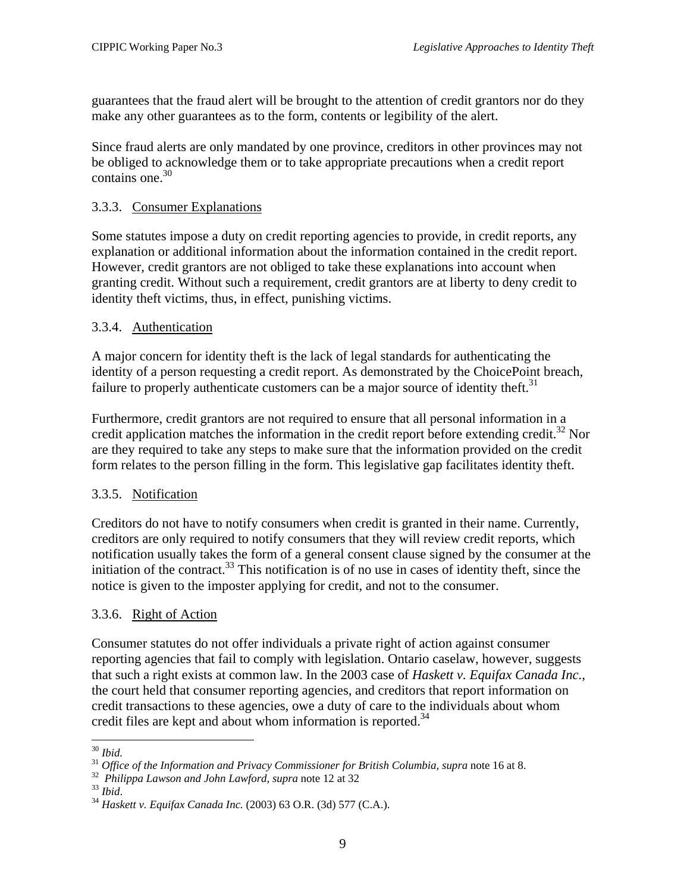guarantees that the fraud alert will be brought to the attention of credit grantors nor do they make any other guarantees as to the form, contents or legibility of the alert.

Since fraud alerts are only mandated by one province, creditors in other provinces may not be obliged to acknowledge them or to take appropriate precautions when a credit report contains one.[30]

### 3.3.3. Consumer Explanations

Some statutes impose a duty on credit reporting agencies to provide, in credit reports, any explanation or additional information about the information contained in the credit report. However, credit grantors are not obliged to take these explanations into account when granting credit. Without such a requirement, credit grantors are at liberty to deny credit to identity theft victims, thus, in effect, punishing victims.

### 3.3.4. Authentication

A major concern for identity theft is the lack of legal standards for authenticating the identity of a person requesting a credit report. As demonstrated by the ChoicePoint breach, failure to properly authenticate customers can be a major source of identity theft.[31]

Furthermore, credit grantors are not required to ensure that all personal information in a credit application matches the information in the credit report before extending credit.[32] Nor are they required to take any steps to make sure that the information provided on the credit form relates to the person filling in the form. This legislative gap facilitates identity theft.

### 3.3.5. Notification

Creditors do not have to notify consumers when credit is granted in their name. Currently, creditors are only required to notify consumers that they will review credit reports, which notification usually takes the form of a general consent clause signed by the consumer at the initiation of the contract.[33] This notification is of no use in cases of identity theft, since the notice is given to the imposter applying for credit, and not to the consumer.

### 3.3.6. Right of Action

Consumer statutes do not offer individuals a private right of action against consumer reporting agencies that fail to comply with legislation. Ontario caselaw, however, suggests that such a right exists at common law. In the 2003 case of *Haskett v. Equifax Canada Inc.*, the court held that consumer reporting agencies, and creditors that report information on credit transactions to these agencies, owe a duty of care to the individuals about whom credit files are kept and about whom information is reported.[34]

---

[30] *Ibid.*

[31] *Office of the Information and Privacy Commissioner for British Columbia, supra* note 16 at 8.

[32] *Philippa Lawson and John Lawford, supra* note 12 at 32

[33] *Ibid*.

[34] *Haskett v. Equifax Canada Inc.* (2003) 63 O.R. (3d) 577 (C.A.).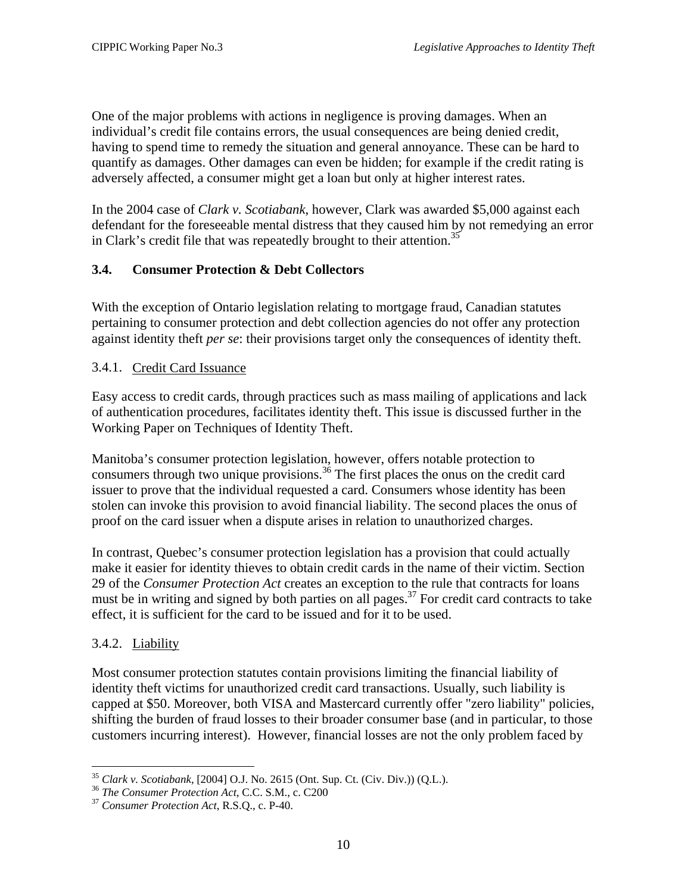One of the major problems with actions in negligence is proving damages. When an individual's credit file contains errors, the usual consequences are being denied credit, having to spend time to remedy the situation and general annoyance. These can be hard to quantify as damages. Other damages can even be hidden; for example if the credit rating is adversely affected, a consumer might get a loan but only at higher interest rates.

In the 2004 case of *Clark v. Scotiabank*, however, Clark was awarded $5,000 against each defendant for the foreseeable mental distress that they caused him by not remedying an error in Clark's credit file that was repeatedly brought to their attention.[35]

### 3.4. Consumer Protection & Debt Collectors

With the exception of Ontario legislation relating to mortgage fraud, Canadian statutes pertaining to consumer protection and debt collection agencies do not offer any protection against identity theft *per se*: their provisions target only the consequences of identity theft.

#### 3.4.1. Credit Card Issuance

Easy access to credit cards, through practices such as mass mailing of applications and lack of authentication procedures, facilitates identity theft. This issue is discussed further in the Working Paper on Techniques of Identity Theft.

Manitoba's consumer protection legislation, however, offers notable protection to consumers through two unique provisions.[36] The first places the onus on the credit card issuer to prove that the individual requested a card. Consumers whose identity has been stolen can invoke this provision to avoid financial liability. The second places the onus of proof on the card issuer when a dispute arises in relation to unauthorized charges.

In contrast, Quebec's consumer protection legislation has a provision that could actually make it easier for identity thieves to obtain credit cards in the name of their victim. Section 29 of the *Consumer Protection Act* creates an exception to the rule that contracts for loans must be in writing and signed by both parties on all pages.[37] For credit card contracts to take effect, it is sufficient for the card to be issued and for it to be used.

#### 3.4.2. Liability

Most consumer protection statutes contain provisions limiting the financial liability of identity theft victims for unauthorized credit card transactions. Usually, such liability is capped at $50. Moreover, both VISA and Mastercard currently offer "zero liability" policies, shifting the burden of fraud losses to their broader consumer base (and in particular, to those customers incurring interest). However, financial losses are not the only problem faced by

---

[35] *Clark v. Scotiabank*, [2004] O.J. No. 2615 (Ont. Sup. Ct. (Civ. Div.)) (Q.L.).

[36] *The Consumer Protection Act*, C.C. S.M., c. C200

[37] *Consumer Protection Act*, R.S.Q., c. P-40.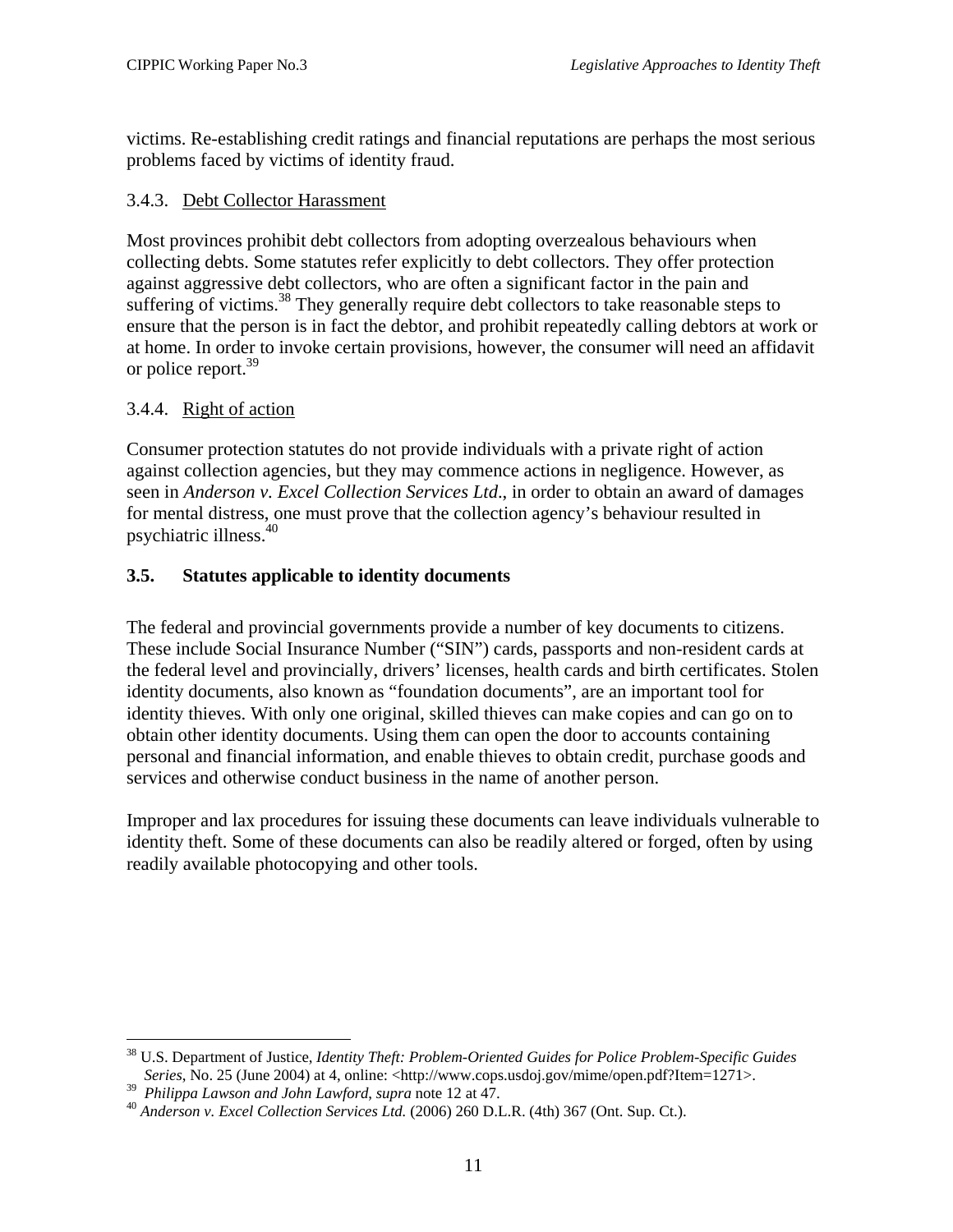victims. Re-establishing credit ratings and financial reputations are perhaps the most serious problems faced by victims of identity fraud.

#### 3.4.3. Debt Collector Harassment

Most provinces prohibit debt collectors from adopting overzealous behaviours when collecting debts. Some statutes refer explicitly to debt collectors. They offer protection against aggressive debt collectors, who are often a significant factor in the pain and suffering of victims.[38] They generally require debt collectors to take reasonable steps to ensure that the person is in fact the debtor, and prohibit repeatedly calling debtors at work or at home. In order to invoke certain provisions, however, the consumer will need an affidavit or police report.[39]

#### 3.4.4. Right of action

Consumer protection statutes do not provide individuals with a private right of action against collection agencies, but they may commence actions in negligence. However, as seen in *Anderson v. Excel Collection Services Ltd*., in order to obtain an award of damages for mental distress, one must prove that the collection agency's behaviour resulted in psychiatric illness.[40]

### 3.5. Statutes applicable to identity documents

The federal and provincial governments provide a number of key documents to citizens. These include Social Insurance Number ("SIN") cards, passports and non-resident cards at the federal level and provincially, drivers' licenses, health cards and birth certificates. Stolen identity documents, also known as "foundation documents", are an important tool for identity thieves. With only one original, skilled thieves can make copies and can go on to obtain other identity documents. Using them can open the door to accounts containing personal and financial information, and enable thieves to obtain credit, purchase goods and services and otherwise conduct business in the name of another person.

Improper and lax procedures for issuing these documents can leave individuals vulnerable to identity theft. Some of these documents can also be readily altered or forged, often by using readily available photocopying and other tools.

---

[38] U.S. Department of Justice, *Identity Theft: Problem-Oriented Guides for Police Problem-Specific Guides Series*, No. 25 (June 2004) at 4, online: <http://www.cops.usdoj.gov/mime/open.pdf?Item=1271>.

[39] *Philippa Lawson and John Lawford*, *supra* note 12 at 47.

[40] *Anderson v. Excel Collection Services Ltd.* (2006) 260 D.L.R. (4th) 367 (Ont. Sup. Ct.).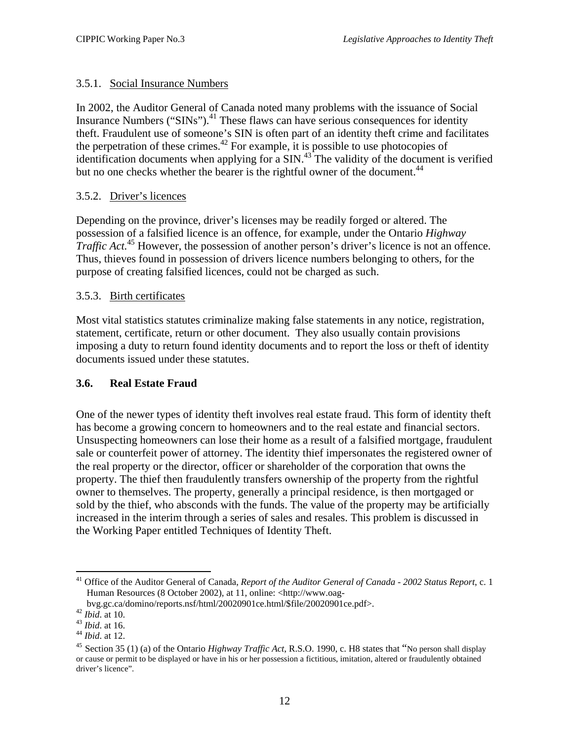### 3.5.1. Social Insurance Numbers

In 2002, the Auditor General of Canada noted many problems with the issuance of Social Insurance Numbers ("SINs").[41] These flaws can have serious consequences for identity theft. Fraudulent use of someone's SIN is often part of an identity theft crime and facilitates the perpetration of these crimes.[42] For example, it is possible to use photocopies of identification documents when applying for a SIN.[43] The validity of the document is verified but no one checks whether the bearer is the rightful owner of the document.[44]

### 3.5.2. Driver's licences

Depending on the province, driver's licenses may be readily forged or altered. The possession of a falsified licence is an offence, for example, under the Ontario *Highway Traffic Act*.[45] However, the possession of another person's driver's licence is not an offence. Thus, thieves found in possession of drivers licence numbers belonging to others, for the purpose of creating falsified licences, could not be charged as such.

### 3.5.3. Birth certificates

Most vital statistics statutes criminalize making false statements in any notice, registration, statement, certificate, return or other document. They also usually contain provisions imposing a duty to return found identity documents and to report the loss or theft of identity documents issued under these statutes.

## 3.6. Real Estate Fraud

One of the newer types of identity theft involves real estate fraud. This form of identity theft has become a growing concern to homeowners and to the real estate and financial sectors. Unsuspecting homeowners can lose their home as a result of a falsified mortgage, fraudulent sale or counterfeit power of attorney. The identity thief impersonates the registered owner of the real property or the director, officer or shareholder of the corporation that owns the property. The thief then fraudulently transfers ownership of the property from the rightful owner to themselves. The property, generally a principal residence, is then mortgaged or sold by the thief, who absconds with the funds. The value of the property may be artificially increased in the interim through a series of sales and resales. This problem is discussed in the Working Paper entitled Techniques of Identity Theft.

---

[41] Office of the Auditor General of Canada, *Report of the Auditor General of Canada - 2002 Status Report*, c. 1 Human Resources (8 October 2002), at 11, online: <http://www.oag-bvg.gc.ca/domino/reports.nsf/html/20020901ce.html/$file/20020901ce.pdf>.

[42] *Ibid*. at 10.

[43] *Ibid*. at 16.

[44] *Ibid*. at 12.

[45] Section 35 (1) (a) of the Ontario *Highway Traffic Act*, R.S.O. 1990, c. H8 states that "No person shall display or cause or permit to be displayed or have in his or her possession a fictitious, imitation, altered or fraudulently obtained driver's licence".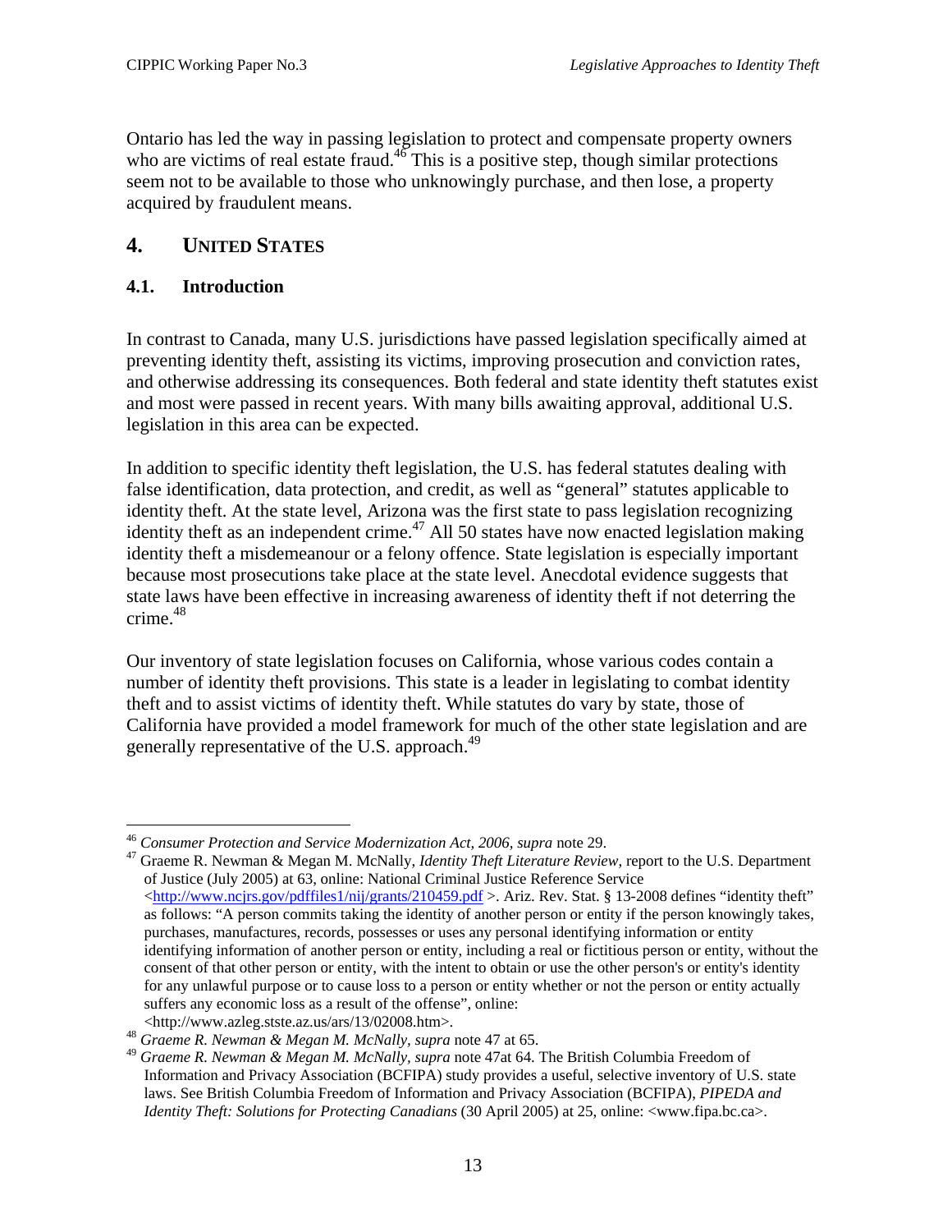Ontario has led the way in passing legislation to protect and compensate property owners who are victims of real estate fraud.[46] This is a positive step, though similar protections seem not to be available to those who unknowingly purchase, and then lose, a property acquired by fraudulent means.

## 4. UNITED STATES

### 4.1. Introduction

In contrast to Canada, many U.S. jurisdictions have passed legislation specifically aimed at preventing identity theft, assisting its victims, improving prosecution and conviction rates, and otherwise addressing its consequences. Both federal and state identity theft statutes exist and most were passed in recent years. With many bills awaiting approval, additional U.S. legislation in this area can be expected.

In addition to specific identity theft legislation, the U.S. has federal statutes dealing with false identification, data protection, and credit, as well as "general" statutes applicable to identity theft. At the state level, Arizona was the first state to pass legislation recognizing identity theft as an independent crime.[47] All 50 states have now enacted legislation making identity theft a misdemeanour or a felony offence. State legislation is especially important because most prosecutions take place at the state level. Anecdotal evidence suggests that state laws have been effective in increasing awareness of identity theft if not deterring the crime.[48]

Our inventory of state legislation focuses on California, whose various codes contain a number of identity theft provisions. This state is a leader in legislating to combat identity theft and to assist victims of identity theft. While statutes do vary by state, those of California have provided a model framework for much of the other state legislation and are generally representative of the U.S. approach.[49]

---

[46] *Consumer Protection and Service Modernization Act, 2006, supra* note 29.

[47] Graeme R. Newman & Megan M. McNally, *Identity Theft Literature Review*, report to the U.S. Department of Justice (July 2005) at 63, online: National Criminal Justice Reference Service <http://www.ncjrs.gov/pdffiles1/nij/grants/210459.pdf >. Ariz. Rev. Stat. § 13-2008 defines "identity theft" as follows: "A person commits taking the identity of another person or entity if the person knowingly takes, purchases, manufactures, records, possesses or uses any personal identifying information or entity identifying information of another person or entity, including a real or fictitious person or entity, without the consent of that other person or entity, with the intent to obtain or use the other person's or entity's identity for any unlawful purpose or to cause loss to a person or entity whether or not the person or entity actually suffers any economic loss as a result of the offense", online: <http://www.azleg.stste.az.us/ars/13/02008.htm>.

[48] *Graeme R. Newman & Megan M. McNally, supra* note 47 at 65.

[49] *Graeme R. Newman & Megan M. McNally, supra* note 47at 64. The British Columbia Freedom of Information and Privacy Association (BCFIPA) study provides a useful, selective inventory of U.S. state laws. See British Columbia Freedom of Information and Privacy Association (BCFIPA), *PIPEDA and Identity Theft: Solutions for Protecting Canadians* (30 April 2005) at 25, online: <www.fipa.bc.ca>.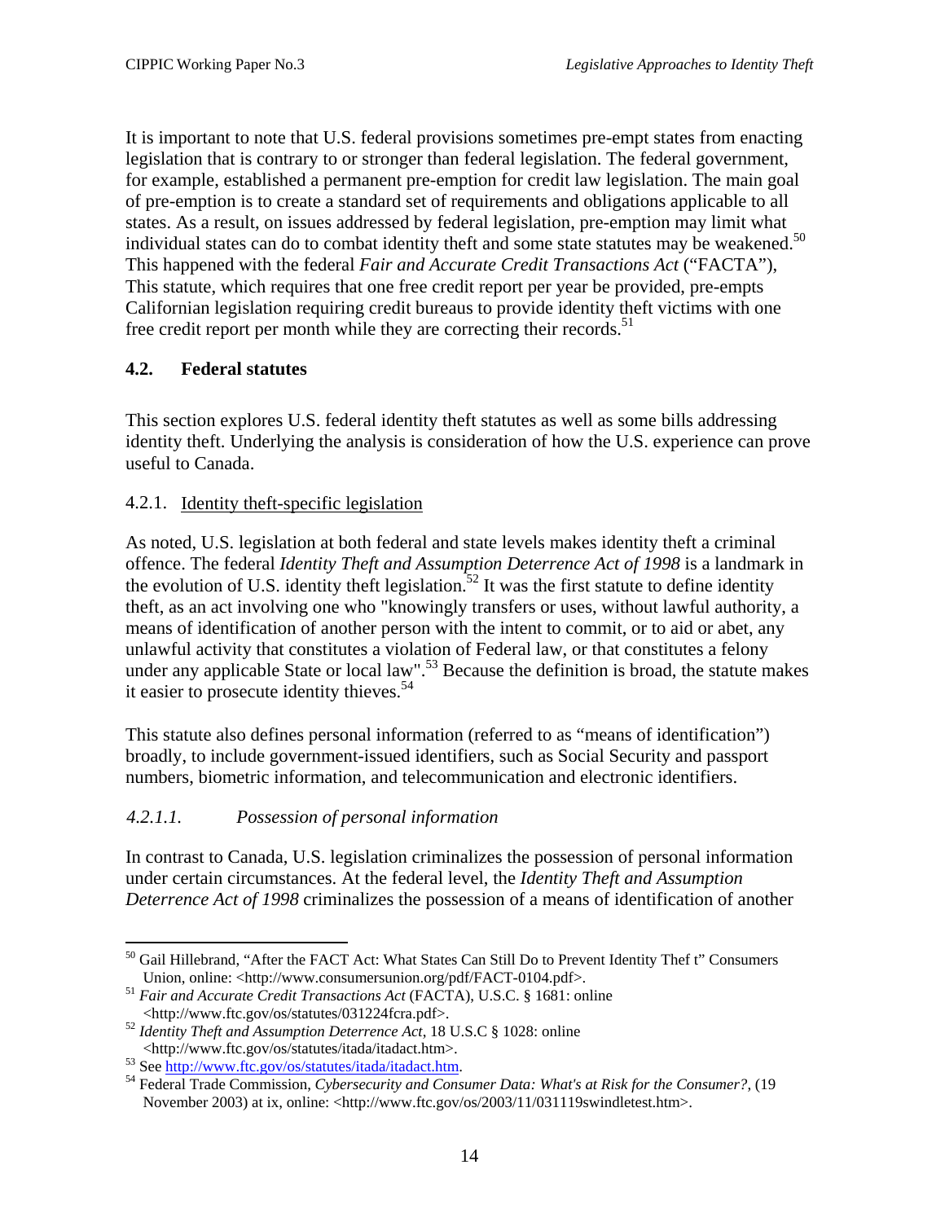It is important to note that U.S. federal provisions sometimes pre-empt states from enacting legislation that is contrary to or stronger than federal legislation. The federal government, for example, established a permanent pre-emption for credit law legislation. The main goal of pre-emption is to create a standard set of requirements and obligations applicable to all states. As a result, on issues addressed by federal legislation, pre-emption may limit what individual states can do to combat identity theft and some state statutes may be weakened.[50] This happened with the federal *Fair and Accurate Credit Transactions Act* ("FACTA"), This statute, which requires that one free credit report per year be provided, pre-empts Californian legislation requiring credit bureaus to provide identity theft victims with one free credit report per month while they are correcting their records.[51]

## 4.2. Federal statutes

This section explores U.S. federal identity theft statutes as well as some bills addressing identity theft. Underlying the analysis is consideration of how the U.S. experience can prove useful to Canada.

### 4.2.1. Identity theft-specific legislation

As noted, U.S. legislation at both federal and state levels makes identity theft a criminal offence. The federal *Identity Theft and Assumption Deterrence Act of 1998* is a landmark in the evolution of U.S. identity theft legislation.[52] It was the first statute to define identity theft, as an act involving one who "knowingly transfers or uses, without lawful authority, a means of identification of another person with the intent to commit, or to aid or abet, any unlawful activity that constitutes a violation of Federal law, or that constitutes a felony under any applicable State or local law".[53] Because the definition is broad, the statute makes it easier to prosecute identity thieves.[54]

This statute also defines personal information (referred to as "means of identification") broadly, to include government-issued identifiers, such as Social Security and passport numbers, biometric information, and telecommunication and electronic identifiers.

#### *4.2.1.1. Possession of personal information*

In contrast to Canada, U.S. legislation criminalizes the possession of personal information under certain circumstances. At the federal level, the *Identity Theft and Assumption Deterrence Act of 1998* criminalizes the possession of a means of identification of another

---

[50] Gail Hillebrand, "After the FACT Act: What States Can Still Do to Prevent Identity Thef t" Consumers Union, online: <http://www.consumersunion.org/pdf/FACT-0104.pdf>.

[51] *Fair and Accurate Credit Transactions Act* (FACTA), U.S.C. § 1681: online <http://www.ftc.gov/os/statutes/031224fcra.pdf>.

[52] *Identity Theft and Assumption Deterrence Act*, 18 U.S.C § 1028: online <http://www.ftc.gov/os/statutes/itada/itadact.htm>.

[53] See http://www.ftc.gov/os/statutes/itada/itadact.htm.

[54] Federal Trade Commission, *Cybersecurity and Consumer Data: What's at Risk for the Consumer?*, (19 November 2003) at ix, online: <http://www.ftc.gov/os/2003/11/031119swindletest.htm>.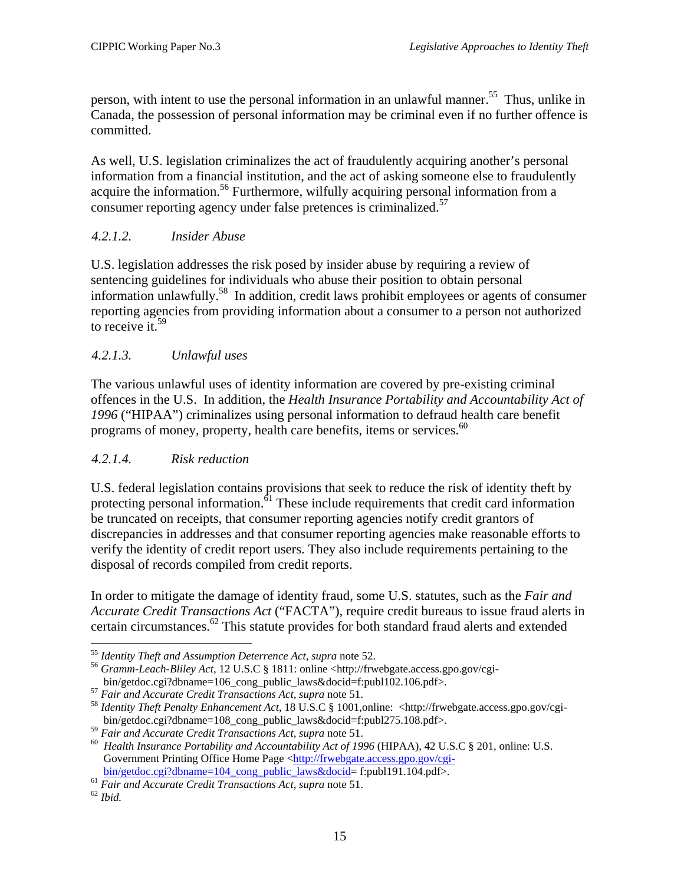person, with intent to use the personal information in an unlawful manner.[55] Thus, unlike in Canada, the possession of personal information may be criminal even if no further offence is committed.

As well, U.S. legislation criminalizes the act of fraudulently acquiring another's personal information from a financial institution, and the act of asking someone else to fraudulently acquire the information.[56] Furthermore, wilfully acquiring personal information from a consumer reporting agency under false pretences is criminalized.[57]

#### *4.2.1.2. Insider Abuse*

U.S. legislation addresses the risk posed by insider abuse by requiring a review of sentencing guidelines for individuals who abuse their position to obtain personal information unlawfully.[58] In addition, credit laws prohibit employees or agents of consumer reporting agencies from providing information about a consumer to a person not authorized to receive it.[59]

#### *4.2.1.3. Unlawful uses*

The various unlawful uses of identity information are covered by pre-existing criminal offences in the U.S. In addition, the *Health Insurance Portability and Accountability Act of 1996* ("HIPAA") criminalizes using personal information to defraud health care benefit programs of money, property, health care benefits, items or services.[60]

#### *4.2.1.4. Risk reduction*

U.S. federal legislation contains provisions that seek to reduce the risk of identity theft by protecting personal information.[61] These include requirements that credit card information be truncated on receipts, that consumer reporting agencies notify credit grantors of discrepancies in addresses and that consumer reporting agencies make reasonable efforts to verify the identity of credit report users. They also include requirements pertaining to the disposal of records compiled from credit reports.

In order to mitigate the damage of identity fraud, some U.S. statutes, such as the *Fair and Accurate Credit Transactions Act* ("FACTA"), require credit bureaus to issue fraud alerts in certain circumstances.[62] This statute provides for both standard fraud alerts and extended

---

[55] *Identity Theft and Assumption Deterrence Act, supra* note 52.

[56] *Gramm-Leach-Bliley Act*, 12 U.S.C § 1811: online <http://frwebgate.access.gpo.gov/cgi-bin/getdoc.cgi?dbname=106_cong_public_laws&docid=f:publ102.106.pdf>.

[57] *Fair and Accurate Credit Transactions Act, supra* note 51.

[58] *Identity Theft Penalty Enhancement Act*, 18 U.S.C § 1001,online: <http://frwebgate.access.gpo.gov/cgi-bin/getdoc.cgi?dbname=108_cong_public_laws&docid=f:publ275.108.pdf>.

[59] *Fair and Accurate Credit Transactions Act, supra* note 51.

[60] *Health Insurance Portability and Accountability Act of 1996* (HIPAA), 42 U.S.C § 201, online: U.S. Government Printing Office Home Page <http://frwebgate.access.gpo.gov/cgi-bin/getdoc.cgi?dbname=104_cong_public_laws&docid= f:publ191.104.pdf>.

[61] *Fair and Accurate Credit Transactions Act, supra* note 51.

[62] *Ibid.*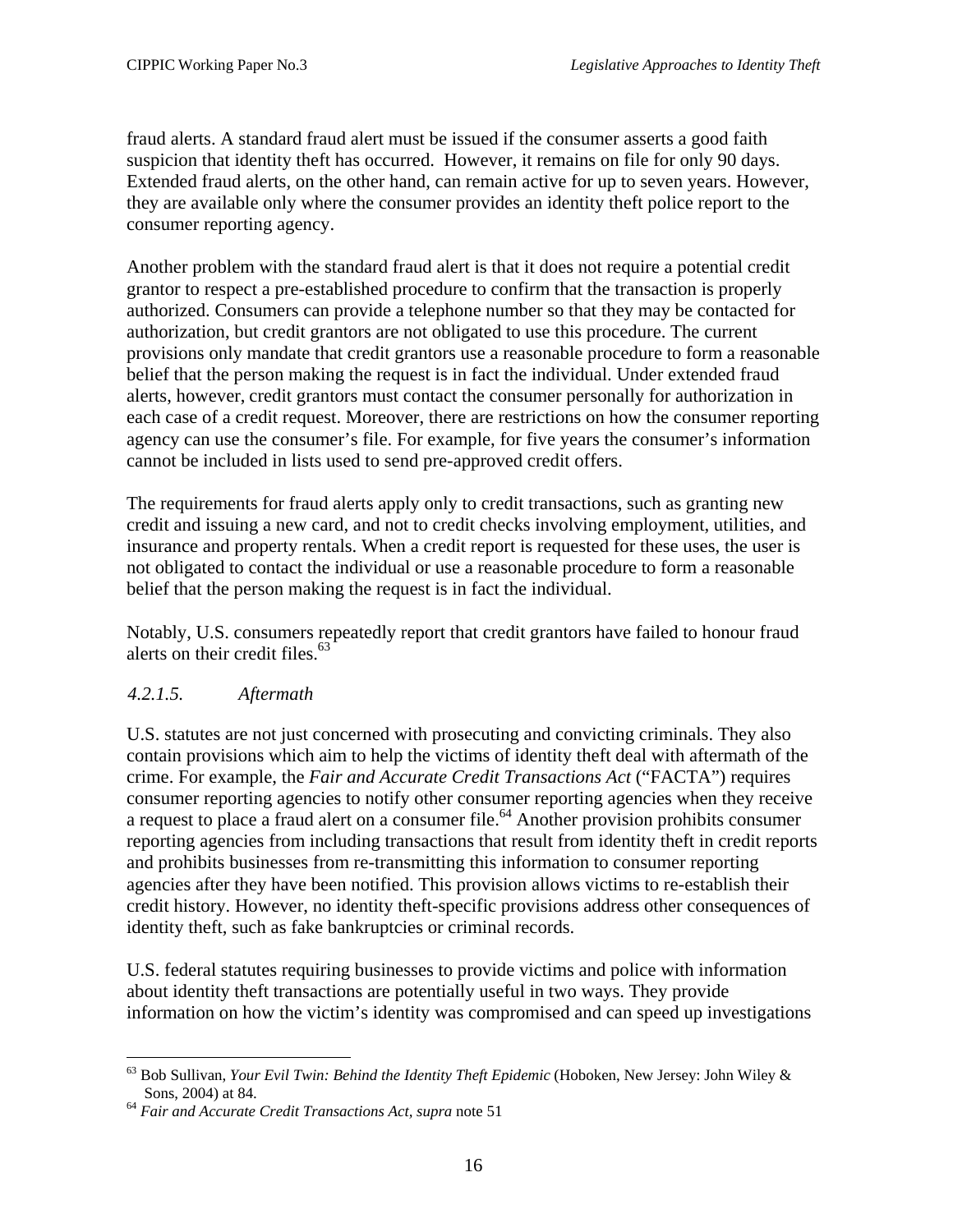fraud alerts. A standard fraud alert must be issued if the consumer asserts a good faith suspicion that identity theft has occurred. However, it remains on file for only 90 days. Extended fraud alerts, on the other hand, can remain active for up to seven years. However, they are available only where the consumer provides an identity theft police report to the consumer reporting agency.

Another problem with the standard fraud alert is that it does not require a potential credit grantor to respect a pre-established procedure to confirm that the transaction is properly authorized. Consumers can provide a telephone number so that they may be contacted for authorization, but credit grantors are not obligated to use this procedure. The current provisions only mandate that credit grantors use a reasonable procedure to form a reasonable belief that the person making the request is in fact the individual. Under extended fraud alerts, however, credit grantors must contact the consumer personally for authorization in each case of a credit request. Moreover, there are restrictions on how the consumer reporting agency can use the consumer's file. For example, for five years the consumer's information cannot be included in lists used to send pre-approved credit offers.

The requirements for fraud alerts apply only to credit transactions, such as granting new credit and issuing a new card, and not to credit checks involving employment, utilities, and insurance and property rentals. When a credit report is requested for these uses, the user is not obligated to contact the individual or use a reasonable procedure to form a reasonable belief that the person making the request is in fact the individual.

Notably, U.S. consumers repeatedly report that credit grantors have failed to honour fraud alerts on their credit files.[63]

#### *4.2.1.5. Aftermath*

U.S. statutes are not just concerned with prosecuting and convicting criminals. They also contain provisions which aim to help the victims of identity theft deal with aftermath of the crime. For example, the *Fair and Accurate Credit Transactions Act* ("FACTA") requires consumer reporting agencies to notify other consumer reporting agencies when they receive a request to place a fraud alert on a consumer file.[64] Another provision prohibits consumer reporting agencies from including transactions that result from identity theft in credit reports and prohibits businesses from re-transmitting this information to consumer reporting agencies after they have been notified. This provision allows victims to re-establish their credit history. However, no identity theft-specific provisions address other consequences of identity theft, such as fake bankruptcies or criminal records.

U.S. federal statutes requiring businesses to provide victims and police with information about identity theft transactions are potentially useful in two ways. They provide information on how the victim's identity was compromised and can speed up investigations

---

[63] Bob Sullivan, *Your Evil Twin: Behind the Identity Theft Epidemic* (Hoboken, New Jersey: John Wiley & Sons, 2004) at 84.

[64] *Fair and Accurate Credit Transactions Act, supra* note 51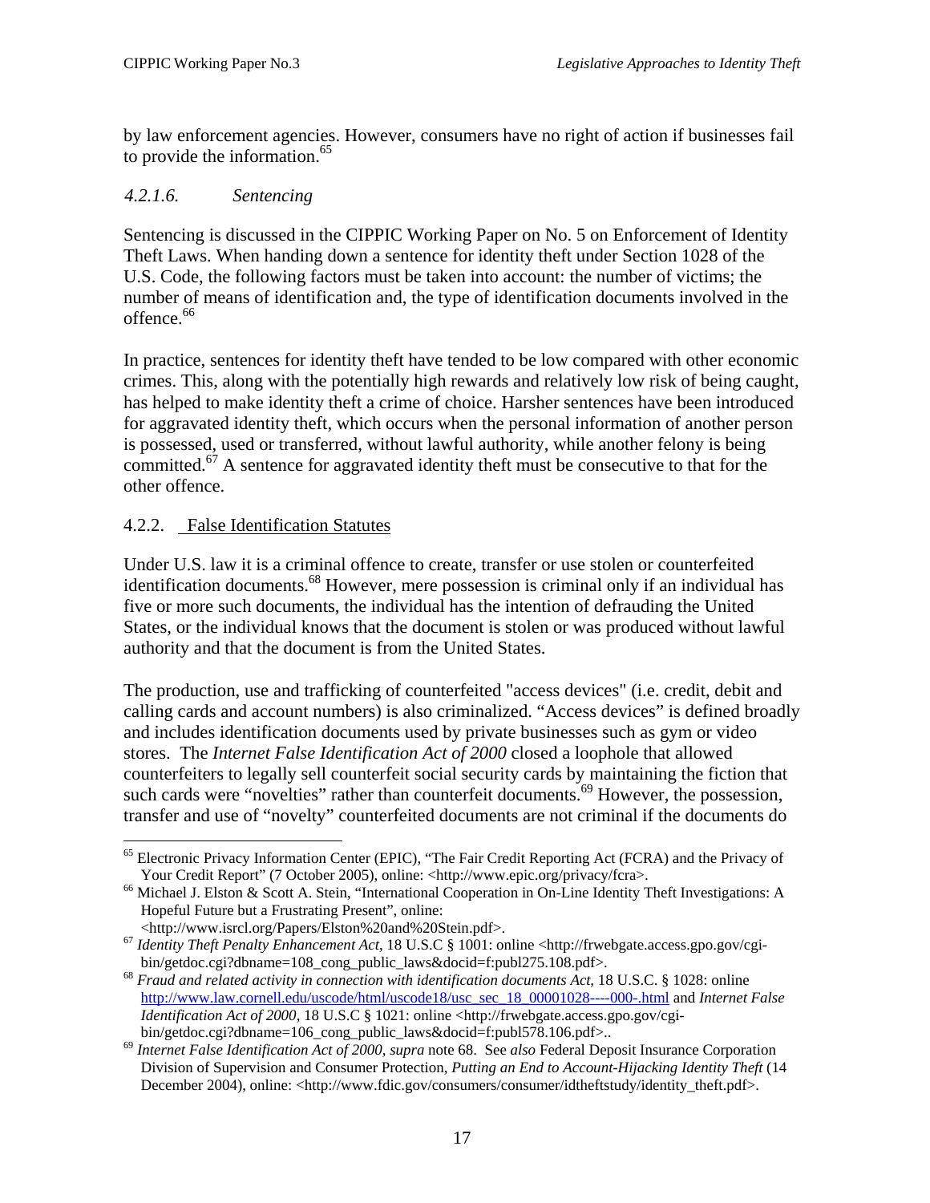by law enforcement agencies. However, consumers have no right of action if businesses fail to provide the information.[65]

#### *4.2.1.6. Sentencing*

Sentencing is discussed in the CIPPIC Working Paper on No. 5 on Enforcement of Identity Theft Laws. When handing down a sentence for identity theft under Section 1028 of the U.S. Code, the following factors must be taken into account: the number of victims; the number of means of identification and, the type of identification documents involved in the offence.[66]

In practice, sentences for identity theft have tended to be low compared with other economic crimes. This, along with the potentially high rewards and relatively low risk of being caught, has helped to make identity theft a crime of choice. Harsher sentences have been introduced for aggravated identity theft, which occurs when the personal information of another person is possessed, used or transferred, without lawful authority, while another felony is being committed.[67] A sentence for aggravated identity theft must be consecutive to that for the other offence.

### 4.2.2. False Identification Statutes

Under U.S. law it is a criminal offence to create, transfer or use stolen or counterfeited identification documents.[68] However, mere possession is criminal only if an individual has five or more such documents, the individual has the intention of defrauding the United States, or the individual knows that the document is stolen or was produced without lawful authority and that the document is from the United States.

The production, use and trafficking of counterfeited "access devices" (i.e. credit, debit and calling cards and account numbers) is also criminalized. "Access devices" is defined broadly and includes identification documents used by private businesses such as gym or video stores. The *Internet False Identification Act of 2000* closed a loophole that allowed counterfeiters to legally sell counterfeit social security cards by maintaining the fiction that such cards were "novelties" rather than counterfeit documents.[69] However, the possession, transfer and use of "novelty" counterfeited documents are not criminal if the documents do

---

[65] Electronic Privacy Information Center (EPIC), "The Fair Credit Reporting Act (FCRA) and the Privacy of Your Credit Report" (7 October 2005), online: <http://www.epic.org/privacy/fcra>.

[66] Michael J. Elston & Scott A. Stein, "International Cooperation in On-Line Identity Theft Investigations: A Hopeful Future but a Frustrating Present", online: <http://www.isrcl.org/Papers/Elston%20and%20Stein.pdf>.

[67] *Identity Theft Penalty Enhancement Act*, 18 U.S.C § 1001: online <http://frwebgate.access.gpo.gov/cgi-bin/getdoc.cgi?dbname=108_cong_public_laws&docid=f:publ275.108.pdf>.

[68] *Fraud and related activity in connection with identification documents Act*, 18 U.S.C. § 1028: online http://www.law.cornell.edu/uscode/html/uscode18/usc_sec_18_00001028----000-.html and *Internet False Identification Act of 2000*, 18 U.S.C § 1021: online <http://frwebgate.access.gpo.gov/cgi-bin/getdoc.cgi?dbname=106_cong_public_laws&docid=f:publ578.106.pdf>..

[69] *Internet False Identification Act of 2000*, *supra* note 68. See *also* Federal Deposit Insurance Corporation Division of Supervision and Consumer Protection, *Putting an End to Account-Hijacking Identity Theft* (14 December 2004), online: <http://www.fdic.gov/consumers/consumer/idtheftstudy/identity_theft.pdf>.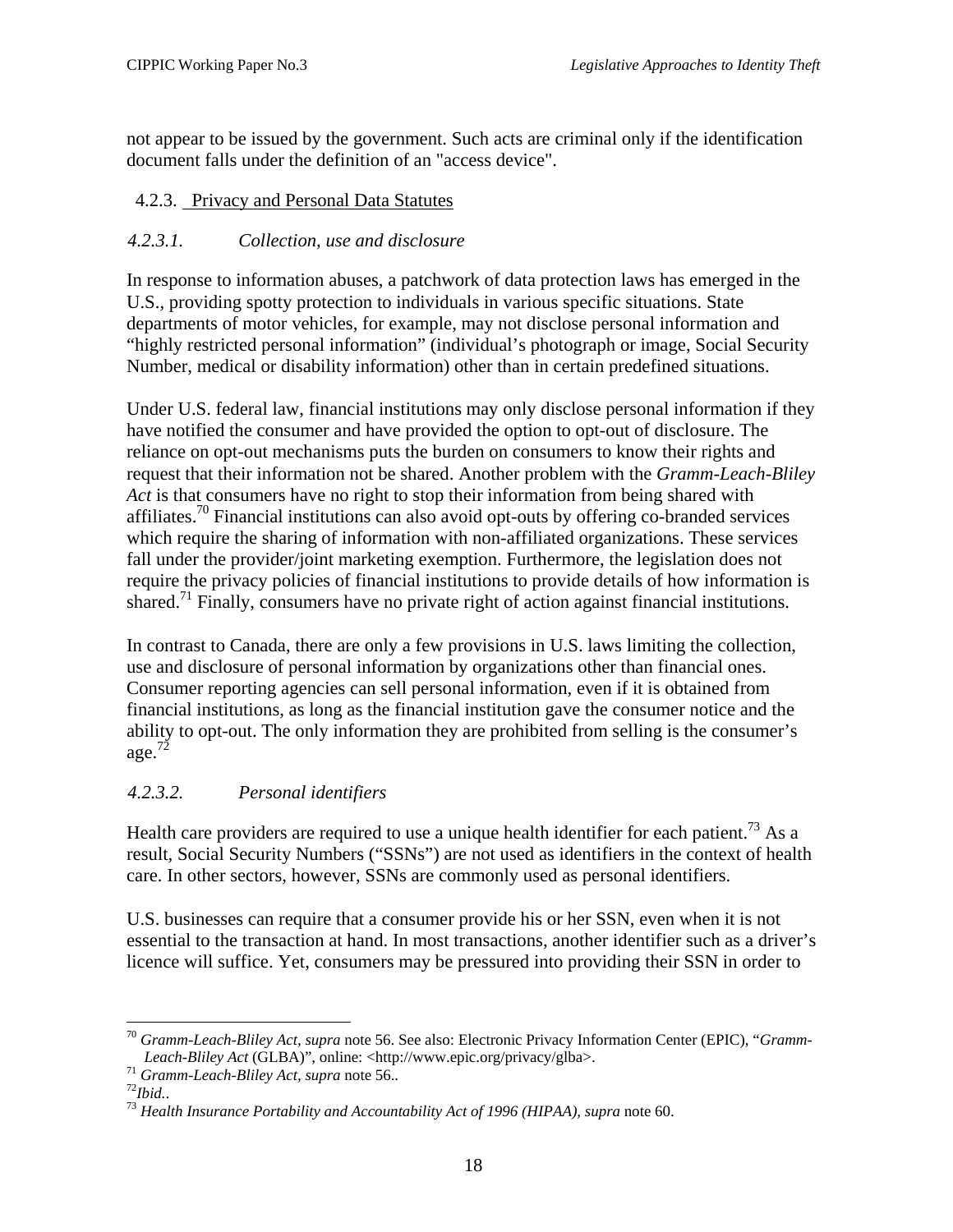not appear to be issued by the government. Such acts are criminal only if the identification document falls under the definition of an "access device".

### 4.2.3. Privacy and Personal Data Statutes

#### *4.2.3.1. Collection, use and disclosure*

In response to information abuses, a patchwork of data protection laws has emerged in the U.S., providing spotty protection to individuals in various specific situations. State departments of motor vehicles, for example, may not disclose personal information and "highly restricted personal information" (individual's photograph or image, Social Security Number, medical or disability information) other than in certain predefined situations.

Under U.S. federal law, financial institutions may only disclose personal information if they have notified the consumer and have provided the option to opt-out of disclosure. The reliance on opt-out mechanisms puts the burden on consumers to know their rights and request that their information not be shared. Another problem with the *Gramm-Leach-Bliley Act* is that consumers have no right to stop their information from being shared with affiliates.[70] Financial institutions can also avoid opt-outs by offering co-branded services which require the sharing of information with non-affiliated organizations. These services fall under the provider/joint marketing exemption. Furthermore, the legislation does not require the privacy policies of financial institutions to provide details of how information is shared.[71] Finally, consumers have no private right of action against financial institutions.

In contrast to Canada, there are only a few provisions in U.S. laws limiting the collection, use and disclosure of personal information by organizations other than financial ones. Consumer reporting agencies can sell personal information, even if it is obtained from financial institutions, as long as the financial institution gave the consumer notice and the ability to opt-out. The only information they are prohibited from selling is the consumer's age.[72]

#### *4.2.3.2. Personal identifiers*

Health care providers are required to use a unique health identifier for each patient.[73] As a result, Social Security Numbers ("SSNs") are not used as identifiers in the context of health care. In other sectors, however, SSNs are commonly used as personal identifiers.

U.S. businesses can require that a consumer provide his or her SSN, even when it is not essential to the transaction at hand. In most transactions, another identifier such as a driver's licence will suffice. Yet, consumers may be pressured into providing their SSN in order to

---

[70] *Gramm-Leach-Bliley Act*, *supra* note 56. See also: Electronic Privacy Information Center (EPIC), "*Gramm-Leach-Bliley Act* (GLBA)", online: <http://www.epic.org/privacy/glba>.

[71] *Gramm-Leach-Bliley Act*, *supra* note 56..

[72] *Ibid.*.

[73] *Health Insurance Portability and Accountability Act of 1996 (HIPAA)*, *supra* note 60.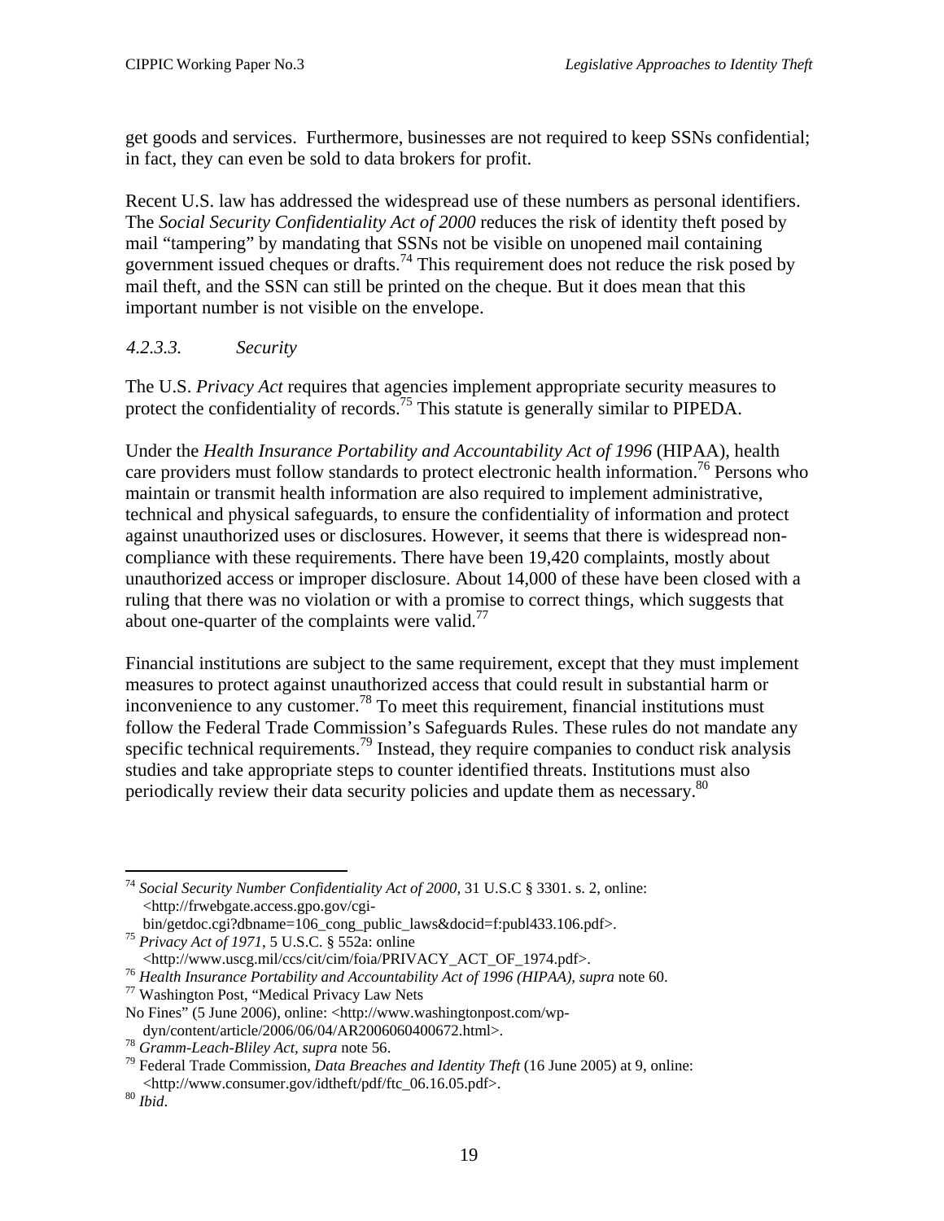get goods and services. Furthermore, businesses are not required to keep SSNs confidential; in fact, they can even be sold to data brokers for profit.

Recent U.S. law has addressed the widespread use of these numbers as personal identifiers. The *Social Security Confidentiality Act of 2000* reduces the risk of identity theft posed by mail "tampering" by mandating that SSNs not be visible on unopened mail containing government issued cheques or drafts.[74] This requirement does not reduce the risk posed by mail theft, and the SSN can still be printed on the cheque. But it does mean that this important number is not visible on the envelope.

#### *4.2.3.3. Security*

The U.S. *Privacy Act* requires that agencies implement appropriate security measures to protect the confidentiality of records.[75] This statute is generally similar to PIPEDA.

Under the *Health Insurance Portability and Accountability Act of 1996* (HIPAA), health care providers must follow standards to protect electronic health information.[76] Persons who maintain or transmit health information are also required to implement administrative, technical and physical safeguards, to ensure the confidentiality of information and protect against unauthorized uses or disclosures. However, it seems that there is widespread non-compliance with these requirements. There have been 19,420 complaints, mostly about unauthorized access or improper disclosure. About 14,000 of these have been closed with a ruling that there was no violation or with a promise to correct things, which suggests that about one-quarter of the complaints were valid.[77]

Financial institutions are subject to the same requirement, except that they must implement measures to protect against unauthorized access that could result in substantial harm or inconvenience to any customer.[78] To meet this requirement, financial institutions must follow the Federal Trade Commission's Safeguards Rules. These rules do not mandate any specific technical requirements.[79] Instead, they require companies to conduct risk analysis studies and take appropriate steps to counter identified threats. Institutions must also periodically review their data security policies and update them as necessary.[80]

---

[74] *Social Security Number Confidentiality Act of 2000,* 31 U.S.C § 3301. s. 2, online: <http://frwebgate.access.gpo.gov/cgi-bin/getdoc.cgi?dbname=106_cong_public_laws&docid=f:publ433.106.pdf>.

[75] *Privacy Act of 1971*, 5 U.S.C. § 552a: online <http://www.uscg.mil/ccs/cit/cim/foia/PRIVACY_ACT_OF_1974.pdf>.

[76] *Health Insurance Portability and Accountability Act of 1996 (HIPAA), supra* note 60.

[77] Washington Post, "Medical Privacy Law Nets No Fines" (5 June 2006), online: <http://www.washingtonpost.com/wp-dyn/content/article/2006/06/04/AR2006060400672.html>.

[78] *Gramm-Leach-Bliley Act, supra* note 56.

[79] Federal Trade Commission, *Data Breaches and Identity Theft* (16 June 2005) at 9, online: <http://www.consumer.gov/idtheft/pdf/ftc_06.16.05.pdf>.

[80] *Ibid*.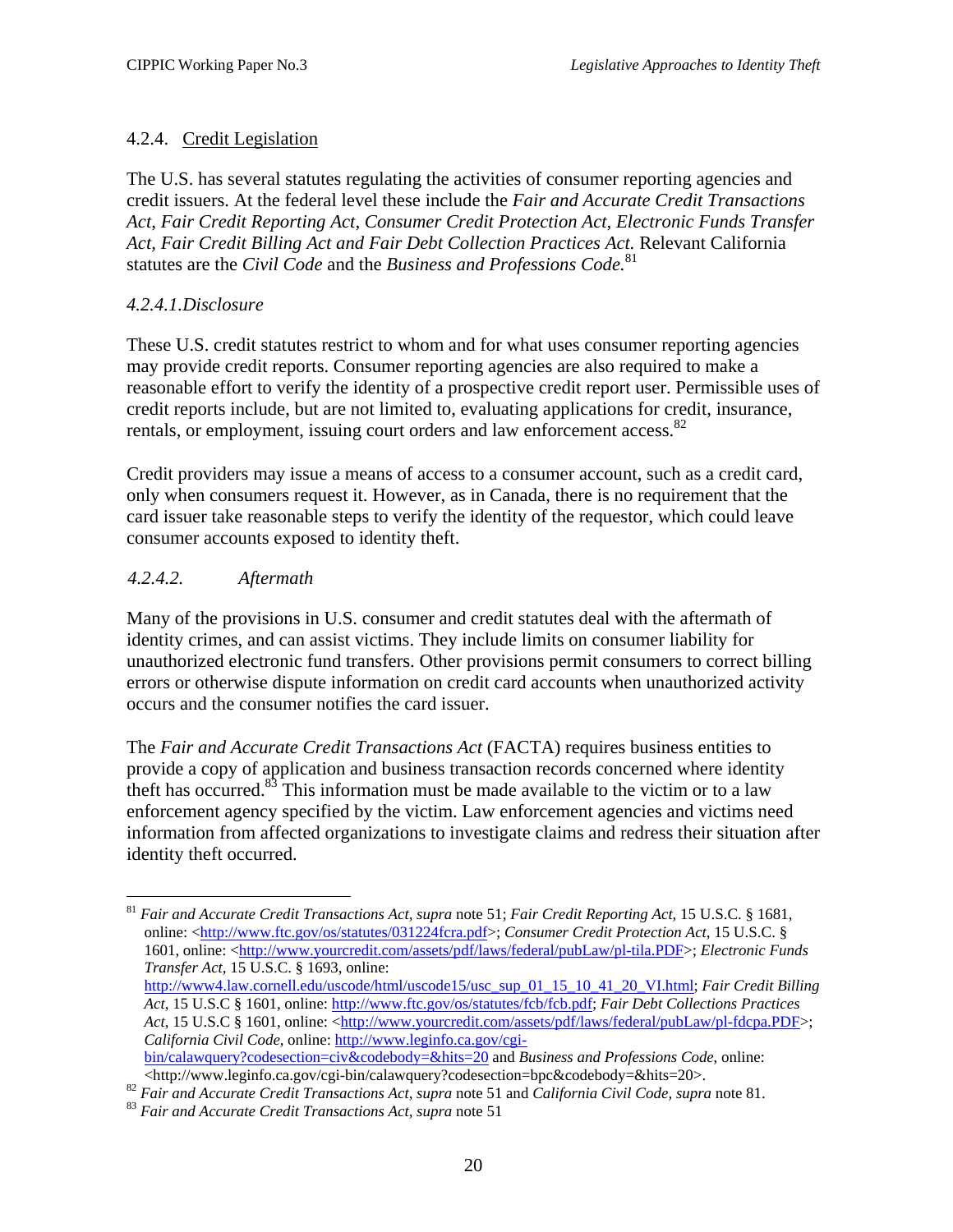#### 4.2.4. Credit Legislation

The U.S. has several statutes regulating the activities of consumer reporting agencies and credit issuers. At the federal level these include the *Fair and Accurate Credit Transactions Act, Fair Credit Reporting Act, Consumer Credit Protection Act, Electronic Funds Transfer Act, Fair Credit Billing Act and Fair Debt Collection Practices Act.* Relevant California statutes are the *Civil Code* and the *Business and Professions Code.*[81]

##### *4.2.4.1. Disclosure*

These U.S. credit statutes restrict to whom and for what uses consumer reporting agencies may provide credit reports. Consumer reporting agencies are also required to make a reasonable effort to verify the identity of a prospective credit report user. Permissible uses of credit reports include, but are not limited to, evaluating applications for credit, insurance, rentals, or employment, issuing court orders and law enforcement access.[82]

Credit providers may issue a means of access to a consumer account, such as a credit card, only when consumers request it. However, as in Canada, there is no requirement that the card issuer take reasonable steps to verify the identity of the requestor, which could leave consumer accounts exposed to identity theft.

##### *4.2.4.2. Aftermath*

Many of the provisions in U.S. consumer and credit statutes deal with the aftermath of identity crimes, and can assist victims. They include limits on consumer liability for unauthorized electronic fund transfers. Other provisions permit consumers to correct billing errors or otherwise dispute information on credit card accounts when unauthorized activity occurs and the consumer notifies the card issuer.

The *Fair and Accurate Credit Transactions Act* (FACTA) requires business entities to provide a copy of application and business transaction records concerned where identity theft has occurred.[83] This information must be made available to the victim or to a law enforcement agency specified by the victim. Law enforcement agencies and victims need information from affected organizations to investigate claims and redress their situation after identity theft occurred.

---

[81] *Fair and Accurate Credit Transactions Act, supra* note 51; *Fair Credit Reporting Act*, 15 U.S.C. § 1681, online: <http://www.ftc.gov/os/statutes/031224fcra.pdf>; *Consumer Credit Protection Act*, 15 U.S.C. § 1601, online: <http://www.yourcredit.com/assets/pdf/laws/federal/pubLaw/pl-tila.PDF>; *Electronic Funds Transfer Act*, 15 U.S.C. § 1693, online: http://www4.law.cornell.edu/uscode/html/uscode15/usc_sup_01_15_10_41_20_VI.html; *Fair Credit Billing Act*, 15 U.S.C § 1601, online: http://www.ftc.gov/os/statutes/fcb/fcb.pdf; *Fair Debt Collections Practices Act*, 15 U.S.C § 1601, online: <http://www.yourcredit.com/assets/pdf/laws/federal/pubLaw/pl-fdcpa.PDF>; *California Civil Code*, online: http://www.leginfo.ca.gov/cgi-bin/calawquery?codesection=civ&codebody=&hits=20 and *Business and Professions Code*, online: <http://www.leginfo.ca.gov/cgi-bin/calawquery?codesection=bpc&codebody=&hits=20>.

[82] *Fair and Accurate Credit Transactions Act, supra* note 51 and *California Civil Code, supra* note 81.

[83] *Fair and Accurate Credit Transactions Act, supra* note 51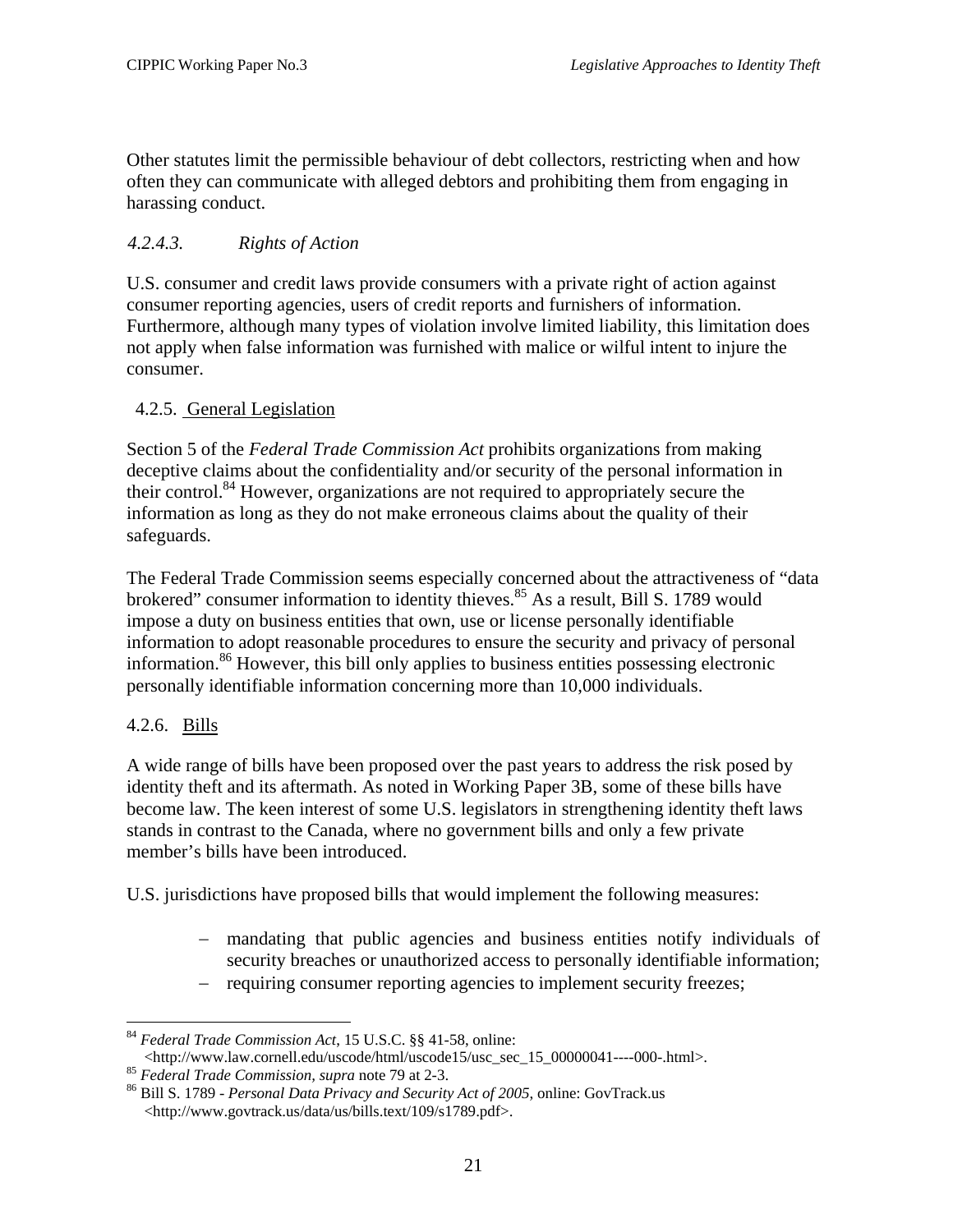Other statutes limit the permissible behaviour of debt collectors, restricting when and how often they can communicate with alleged debtors and prohibiting them from engaging in harassing conduct.

#### *4.2.4.3. Rights of Action*

U.S. consumer and credit laws provide consumers with a private right of action against consumer reporting agencies, users of credit reports and furnishers of information. Furthermore, although many types of violation involve limited liability, this limitation does not apply when false information was furnished with malice or wilful intent to injure the consumer.

### 4.2.5. General Legislation

Section 5 of the *Federal Trade Commission Act* prohibits organizations from making deceptive claims about the confidentiality and/or security of the personal information in their control.[84] However, organizations are not required to appropriately secure the information as long as they do not make erroneous claims about the quality of their safeguards.

The Federal Trade Commission seems especially concerned about the attractiveness of "data brokered" consumer information to identity thieves.[85] As a result, Bill S. 1789 would impose a duty on business entities that own, use or license personally identifiable information to adopt reasonable procedures to ensure the security and privacy of personal information.[86] However, this bill only applies to business entities possessing electronic personally identifiable information concerning more than 10,000 individuals.

### 4.2.6. Bills

A wide range of bills have been proposed over the past years to address the risk posed by identity theft and its aftermath. As noted in Working Paper 3B, some of these bills have become law. The keen interest of some U.S. legislators in strengthening identity theft laws stands in contrast to the Canada, where no government bills and only a few private member's bills have been introduced.

U.S. jurisdictions have proposed bills that would implement the following measures:

- mandating that public agencies and business entities notify individuals of security breaches or unauthorized access to personally identifiable information;
- requiring consumer reporting agencies to implement security freezes;

---

[84] *Federal Trade Commission Act*, 15 U.S.C. §§ 41-58, online: <http://www.law.cornell.edu/uscode/html/uscode15/usc_sec_15_00000041----000-.html>.

[85] *Federal Trade Commission*, *supra* note 79 at 2-3.

[86] Bill S. 1789 - *Personal Data Privacy and Security Act of 2005*, online: GovTrack.us <http://www.govtrack.us/data/us/bills.text/109/s1789.pdf>.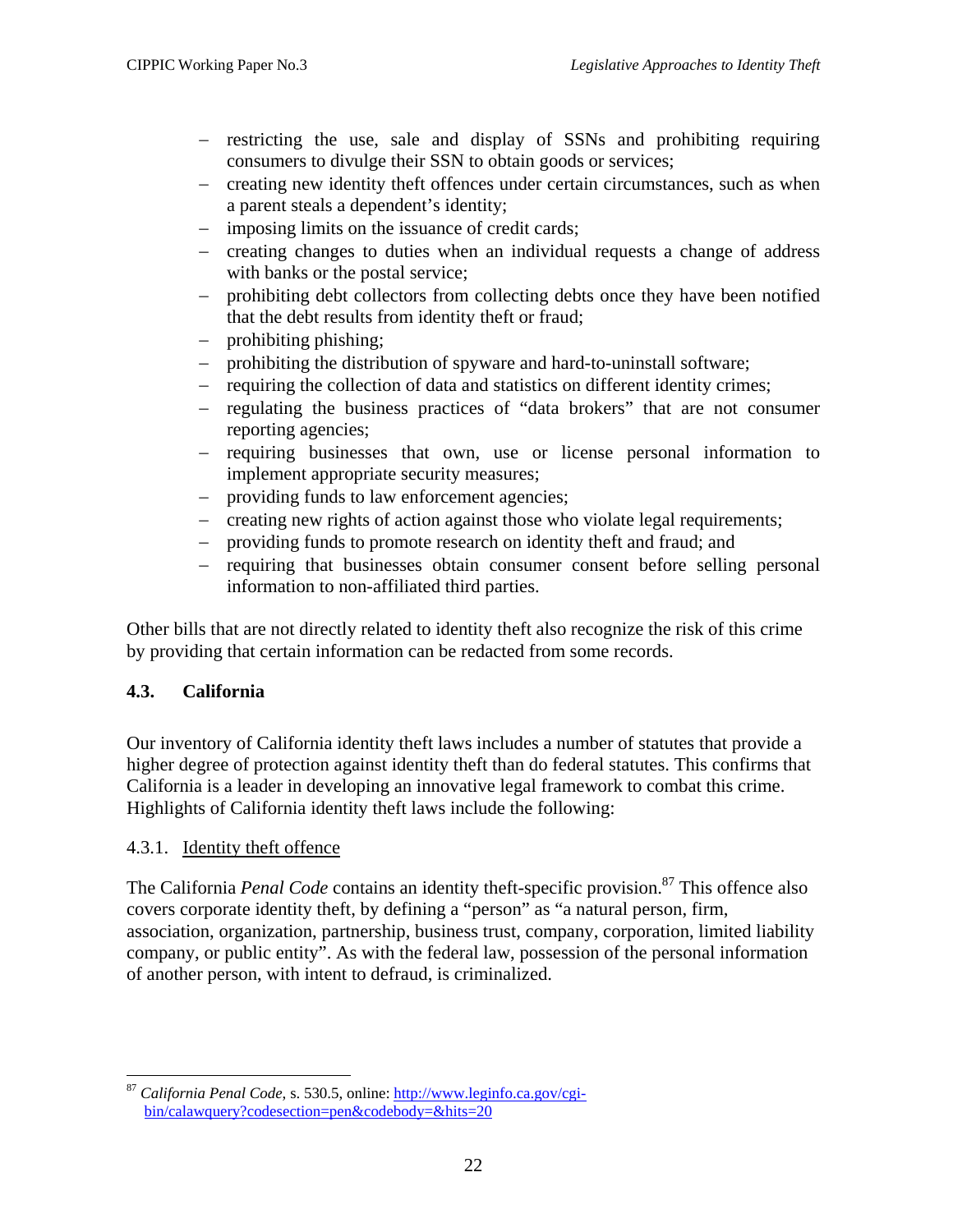- restricting the use, sale and display of SSNs and prohibiting requiring consumers to divulge their SSN to obtain goods or services;
- creating new identity theft offences under certain circumstances, such as when a parent steals a dependent's identity;
- imposing limits on the issuance of credit cards;
- creating changes to duties when an individual requests a change of address with banks or the postal service;
- prohibiting debt collectors from collecting debts once they have been notified that the debt results from identity theft or fraud;
- prohibiting phishing;
- prohibiting the distribution of spyware and hard-to-uninstall software;
- requiring the collection of data and statistics on different identity crimes;
- regulating the business practices of "data brokers" that are not consumer reporting agencies;
- requiring businesses that own, use or license personal information to implement appropriate security measures;
- providing funds to law enforcement agencies;
- creating new rights of action against those who violate legal requirements;
- providing funds to promote research on identity theft and fraud; and
- requiring that businesses obtain consumer consent before selling personal information to non-affiliated third parties.

Other bills that are not directly related to identity theft also recognize the risk of this crime by providing that certain information can be redacted from some records.

### 4.3. California

Our inventory of California identity theft laws includes a number of statutes that provide a higher degree of protection against identity theft than do federal statutes. This confirms that California is a leader in developing an innovative legal framework to combat this crime. Highlights of California identity theft laws include the following:

#### 4.3.1. Identity theft offence

The California *Penal Code* contains an identity theft-specific provision.[87] This offence also covers corporate identity theft, by defining a "person" as "a natural person, firm, association, organization, partnership, business trust, company, corporation, limited liability company, or public entity". As with the federal law, possession of the personal information of another person, with intent to defraud, is criminalized.

---

[87] *California Penal Code*, s. 530.5, online: http://www.leginfo.ca.gov/cgi-bin/calawquery?codesection=pen&codebody=&hits=20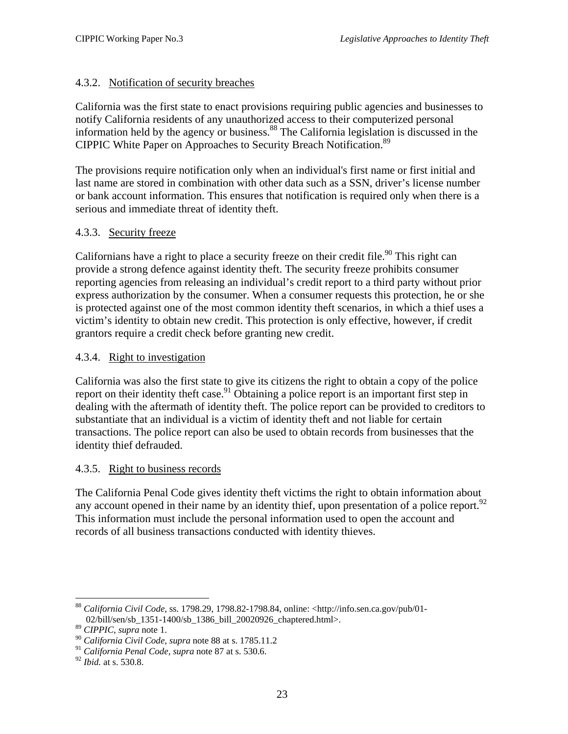#### 4.3.2. Notification of security breaches

California was the first state to enact provisions requiring public agencies and businesses to notify California residents of any unauthorized access to their computerized personal information held by the agency or business.[88] The California legislation is discussed in the CIPPIC White Paper on Approaches to Security Breach Notification.[89]

The provisions require notification only when an individual's first name or first initial and last name are stored in combination with other data such as a SSN, driver's license number or bank account information. This ensures that notification is required only when there is a serious and immediate threat of identity theft.

#### 4.3.3. Security freeze

Californians have a right to place a security freeze on their credit file.[90] This right can provide a strong defence against identity theft. The security freeze prohibits consumer reporting agencies from releasing an individual's credit report to a third party without prior express authorization by the consumer. When a consumer requests this protection, he or she is protected against one of the most common identity theft scenarios, in which a thief uses a victim's identity to obtain new credit. This protection is only effective, however, if credit grantors require a credit check before granting new credit.

#### 4.3.4. Right to investigation

California was also the first state to give its citizens the right to obtain a copy of the police report on their identity theft case.[91] Obtaining a police report is an important first step in dealing with the aftermath of identity theft. The police report can be provided to creditors to substantiate that an individual is a victim of identity theft and not liable for certain transactions. The police report can also be used to obtain records from businesses that the identity thief defrauded.

#### 4.3.5. Right to business records

The California Penal Code gives identity theft victims the right to obtain information about any account opened in their name by an identity thief, upon presentation of a police report.[92] This information must include the personal information used to open the account and records of all business transactions conducted with identity thieves.

---

[88] *California Civil Code*, ss. 1798.29, 1798.82-1798.84, online: <http://info.sen.ca.gov/pub/01-02/bill/sen/sb_1351-1400/sb_1386_bill_20020926_chaptered.html>.

[89] *CIPPIC, supra* note 1.

[90] *California Civil Code, supra* note 88 at s. 1785.11.2

[91] *California Penal Code, supra* note 87 at s. 530.6.

[92] *Ibid.* at s. 530.8.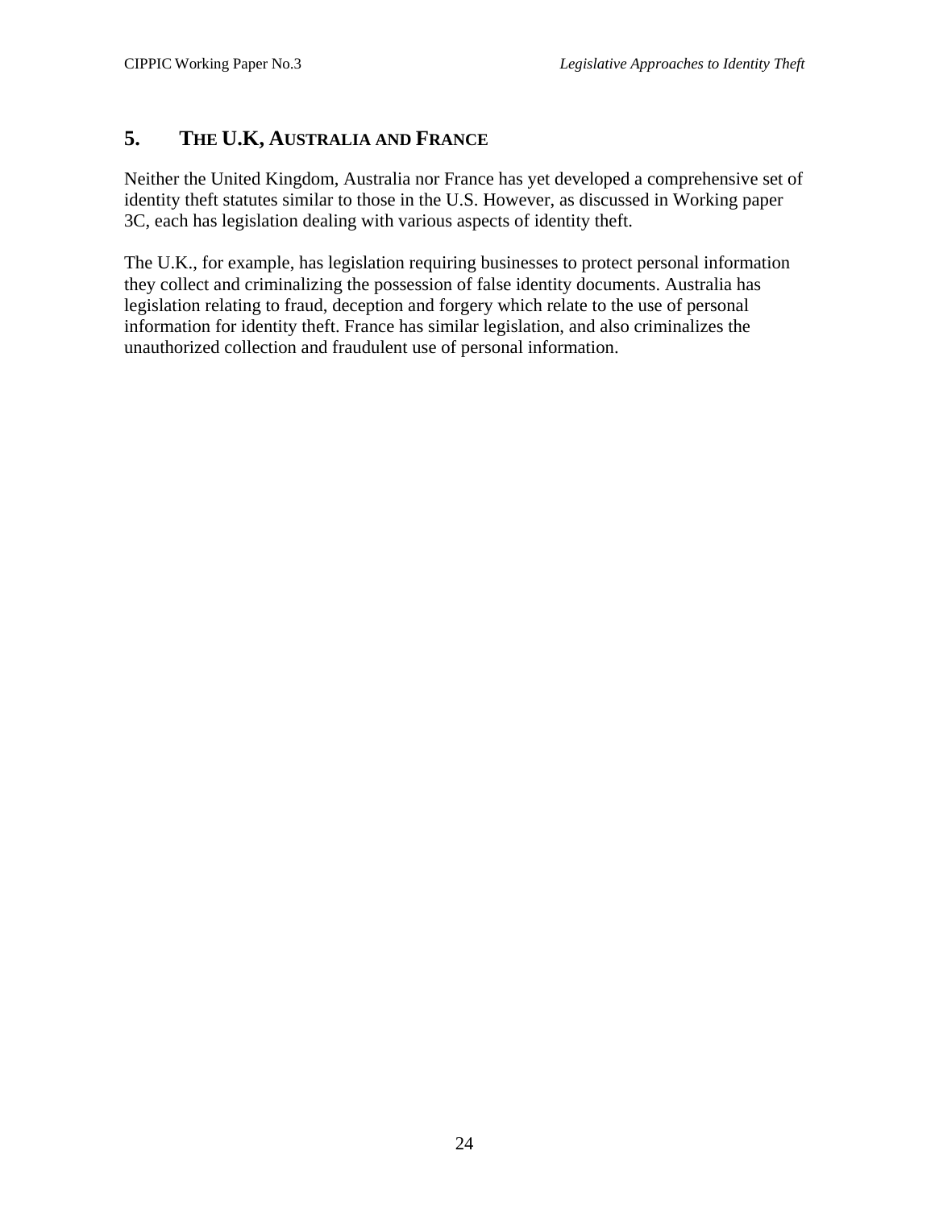## 5. THE U.K, AUSTRALIA AND FRANCE

Neither the United Kingdom, Australia nor France has yet developed a comprehensive set of identity theft statutes similar to those in the U.S. However, as discussed in Working paper 3C, each has legislation dealing with various aspects of identity theft.

The U.K., for example, has legislation requiring businesses to protect personal information they collect and criminalizing the possession of false identity documents. Australia has legislation relating to fraud, deception and forgery which relate to the use of personal information for identity theft. France has similar legislation, and also criminalizes the unauthorized collection and fraudulent use of personal information.